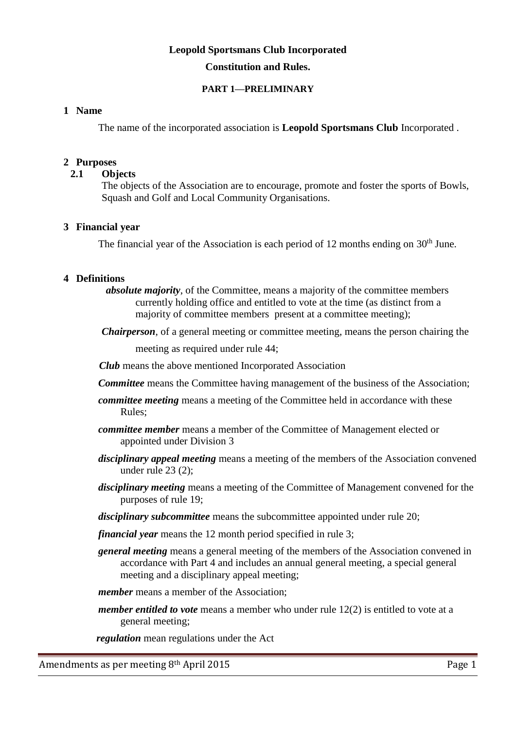**Leopold Sportsmans Club Incorporated**

**Constitution and Rules.**

## PART 1—PRELIMINARY

### 1 Name

The name of the incorporated association is **Leopold Sportsmans Club** Incorporated .

### 2 Purposes

#### 2.1 Objects

The objects of the Association are to encourage, promote and foster the sports of Bowls, Squash and Golf and Local Community Organisations.

### 3 Financial year

The financial year of the Association is each period of 12 months ending on 30th June.

### 4 Definitions

***absolute majority***, of the Committee, means a majority of the committee members currently holding office and entitled to vote at the time (as distinct from a majority of committee members present at a committee meeting);

***Chairperson***, of a general meeting or committee meeting, means the person chairing the meeting as required under rule 44;

***Club*** means the above mentioned Incorporated Association

***Committee*** means the Committee having management of the business of the Association;

***committee meeting*** means a meeting of the Committee held in accordance with these Rules;

***committee member*** means a member of the Committee of Management elected or appointed under Division 3

***disciplinary appeal meeting*** means a meeting of the members of the Association convened under rule 23 (2);

***disciplinary meeting*** means a meeting of the Committee of Management convened for the purposes of rule 19;

***disciplinary subcommittee*** means the subcommittee appointed under rule 20;

***financial year*** means the 12 month period specified in rule 3;

***general meeting*** means a general meeting of the members of the Association convened in accordance with Part 4 and includes an annual general meeting, a special general meeting and a disciplinary appeal meeting;

***member*** means a member of the Association;

***member entitled to vote*** means a member who under rule 12(2) is entitled to vote at a general meeting;

***regulation*** mean regulations under the Act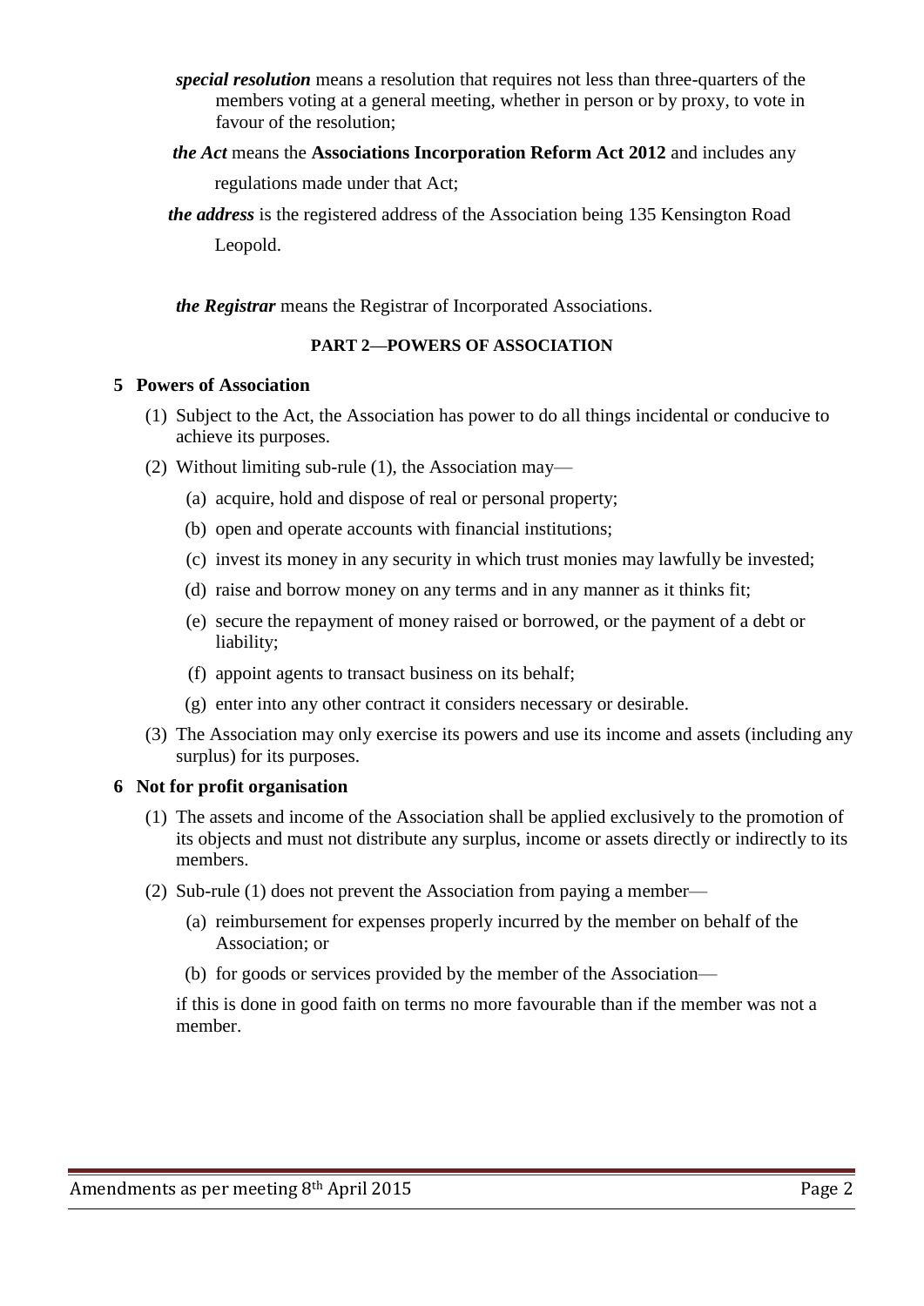***special resolution*** means a resolution that requires not less than three-quarters of the members voting at a general meeting, whether in person or by proxy, to vote in favour of the resolution;

***the Act*** means the **Associations Incorporation Reform Act 2012** and includes any regulations made under that Act;

***the address*** is the registered address of the Association being 135 Kensington Road Leopold.

***the Registrar*** means the Registrar of Incorporated Associations.

## PART 2—POWERS OF ASSOCIATION

### 5 Powers of Association

(1) Subject to the Act, the Association has power to do all things incidental or conducive to achieve its purposes.

(2) Without limiting sub-rule (1), the Association may—

  (a) acquire, hold and dispose of real or personal property;

  (b) open and operate accounts with financial institutions;

  (c) invest its money in any security in which trust monies may lawfully be invested;

  (d) raise and borrow money on any terms and in any manner as it thinks fit;

  (e) secure the repayment of money raised or borrowed, or the payment of a debt or liability;

  (f) appoint agents to transact business on its behalf;

  (g) enter into any other contract it considers necessary or desirable.

(3) The Association may only exercise its powers and use its income and assets (including any surplus) for its purposes.

### 6 Not for profit organisation

(1) The assets and income of the Association shall be applied exclusively to the promotion of its objects and must not distribute any surplus, income or assets directly or indirectly to its members.

(2) Sub-rule (1) does not prevent the Association from paying a member—

  (a) reimbursement for expenses properly incurred by the member on behalf of the Association; or

  (b) for goods or services provided by the member of the Association—

if this is done in good faith on terms no more favourable than if the member was not a member.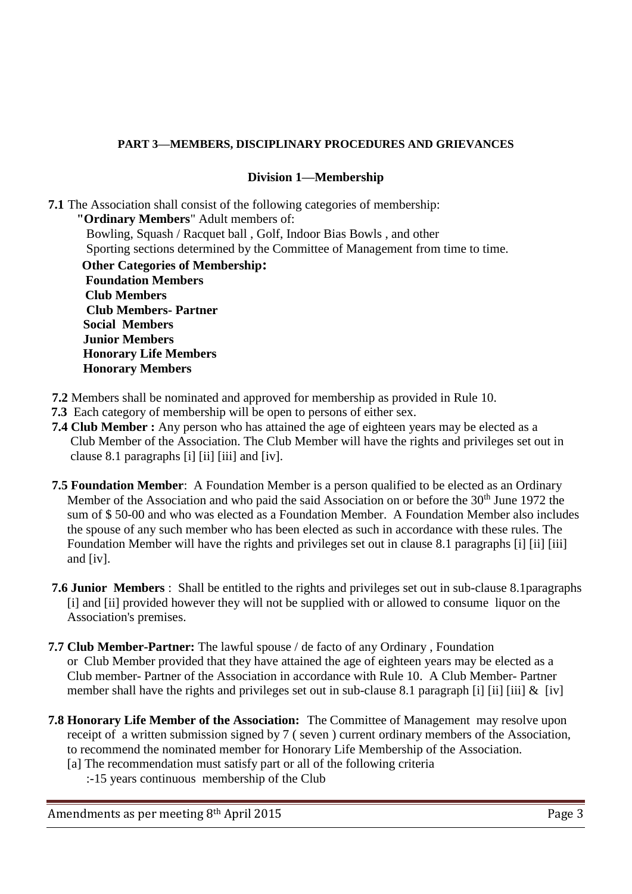**PART 3—MEMBERS, DISCIPLINARY PROCEDURES AND GRIEVANCES**

**Division 1—Membership**

**7.1** The Association shall consist of the following categories of membership:

**"Ordinary Members**" Adult members of:
Bowling, Squash / Racquet ball , Golf, Indoor Bias Bowls , and other
Sporting sections determined by the Committee of Management from time to time.

**Other Categories of Membership:**
**Foundation Members**
**Club Members**
**Club Members- Partner**
**Social Members**
**Junior Members**
**Honorary Life Members**
**Honorary Members**

**7.2** Members shall be nominated and approved for membership as provided in Rule 10.

**7.3** Each category of membership will be open to persons of either sex.

**7.4 Club Member :** Any person who has attained the age of eighteen years may be elected as a Club Member of the Association. The Club Member will have the rights and privileges set out in clause 8.1 paragraphs [i] [ii] [iii] and [iv].

**7.5 Foundation Member**: A Foundation Member is a person qualified to be elected as an Ordinary Member of the Association and who paid the said Association on or before the 30th June 1972 the sum of $ 50-00 and who was elected as a Foundation Member. A Foundation Member also includes the spouse of any such member who has been elected as such in accordance with these rules. The Foundation Member will have the rights and privileges set out in clause 8.1 paragraphs [i] [ii] [iii] and [iv].

**7.6 Junior Members** : Shall be entitled to the rights and privileges set out in sub-clause 8.1paragraphs [i] and [ii] provided however they will not be supplied with or allowed to consume liquor on the Association's premises.

**7.7 Club Member-Partner:** The lawful spouse / de facto of any Ordinary , Foundation or Club Member provided that they have attained the age of eighteen years may be elected as a Club member- Partner of the Association in accordance with Rule 10. A Club Member- Partner member shall have the rights and privileges set out in sub-clause 8.1 paragraph [i] [ii] [iii] & [iv]

**7.8 Honorary Life Member of the Association:** The Committee of Management may resolve upon receipt of a written submission signed by 7 ( seven ) current ordinary members of the Association, to recommend the nominated member for Honorary Life Membership of the Association.

[a] The recommendation must satisfy part or all of the following criteria
:-15 years continuous membership of the Club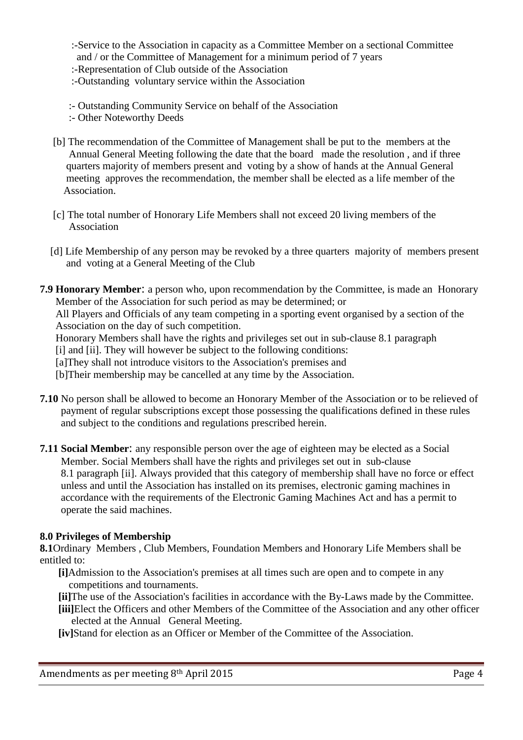:-Service to the Association in capacity as a Committee Member on a sectional Committee and / or the Committee of Management for a minimum period of 7 years

:-Representation of Club outside of the Association

:-Outstanding voluntary service within the Association

:- Outstanding Community Service on behalf of the Association

:- Other Noteworthy Deeds

[b] The recommendation of the Committee of Management shall be put to the members at the Annual General Meeting following the date that the board made the resolution , and if three quarters majority of members present and voting by a show of hands at the Annual General meeting approves the recommendation, the member shall be elected as a life member of the Association.

[c] The total number of Honorary Life Members shall not exceed 20 living members of the Association

[d] Life Membership of any person may be revoked by a three quarters majority of members present and voting at a General Meeting of the Club

**7.9 Honorary Member**: a person who, upon recommendation by the Committee, is made an Honorary Member of the Association for such period as may be determined; or
All Players and Officials of any team competing in a sporting event organised by a section of the Association on the day of such competition.
Honorary Members shall have the rights and privileges set out in sub-clause 8.1 paragraph [i] and [ii]. They will however be subject to the following conditions:
[a]They shall not introduce visitors to the Association's premises and
[b]Their membership may be cancelled at any time by the Association.

**7.10** No person shall be allowed to become an Honorary Member of the Association or to be relieved of payment of regular subscriptions except those possessing the qualifications defined in these rules and subject to the conditions and regulations prescribed herein.

**7.11 Social Member**: any responsible person over the age of eighteen may be elected as a Social Member. Social Members shall have the rights and privileges set out in sub-clause 8.1 paragraph [ii]. Always provided that this category of membership shall have no force or effect unless and until the Association has installed on its premises, electronic gaming machines in accordance with the requirements of the Electronic Gaming Machines Act and has a permit to operate the said machines.

**8.0 Privileges of Membership**

**8.1**Ordinary Members , Club Members, Foundation Members and Honorary Life Members shall be entitled to:

**[i]**Admission to the Association's premises at all times such are open and to compete in any competitions and tournaments.

**[ii]**The use of the Association's facilities in accordance with the By-Laws made by the Committee.

**[iii]**Elect the Officers and other Members of the Committee of the Association and any other officer elected at the Annual General Meeting.

**[iv]**Stand for election as an Officer or Member of the Committee of the Association.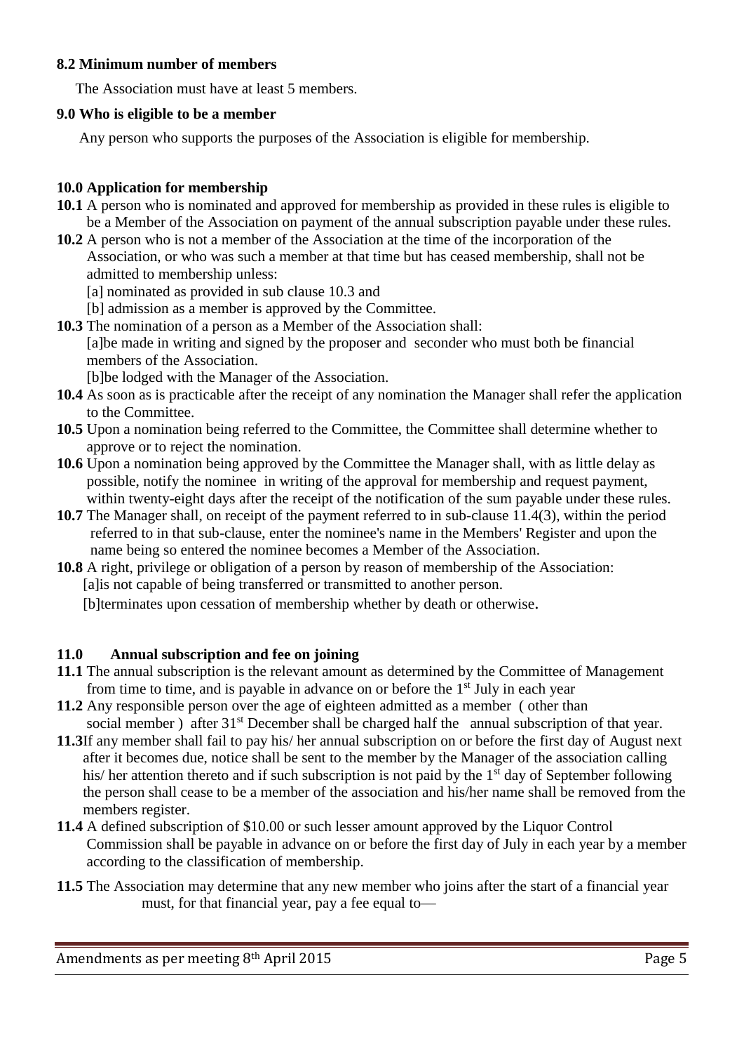#### 8.2 Minimum number of members

The Association must have at least 5 members.

#### 9.0 Who is eligible to be a member

Any person who supports the purposes of the Association is eligible for membership.

#### 10.0 Application for membership

**10.1** A person who is nominated and approved for membership as provided in these rules is eligible to be a Member of the Association on payment of the annual subscription payable under these rules.

**10.2** A person who is not a member of the Association at the time of the incorporation of the Association, or who was such a member at that time but has ceased membership, shall not be admitted to membership unless:

[a] nominated as provided in sub clause 10.3 and

[b] admission as a member is approved by the Committee.

**10.3** The nomination of a person as a Member of the Association shall:

[a]be made in writing and signed by the proposer and seconder who must both be financial members of the Association.

[b]be lodged with the Manager of the Association.

**10.4** As soon as is practicable after the receipt of any nomination the Manager shall refer the application to the Committee.

**10.5** Upon a nomination being referred to the Committee, the Committee shall determine whether to approve or to reject the nomination.

**10.6** Upon a nomination being approved by the Committee the Manager shall, with as little delay as possible, notify the nominee in writing of the approval for membership and request payment, within twenty-eight days after the receipt of the notification of the sum payable under these rules.

**10.7** The Manager shall, on receipt of the payment referred to in sub-clause 11.4(3), within the period referred to in that sub-clause, enter the nominee's name in the Members' Register and upon the name being so entered the nominee becomes a Member of the Association.

**10.8** A right, privilege or obligation of a person by reason of membership of the Association:

[a]is not capable of being transferred or transmitted to another person.

[b]terminates upon cessation of membership whether by death or otherwise.

#### 11.0 Annual subscription and fee on joining

**11.1** The annual subscription is the relevant amount as determined by the Committee of Management from time to time, and is payable in advance on or before the 1st July in each year

**11.2** Any responsible person over the age of eighteen admitted as a member ( other than social member ) after 31st December shall be charged half the annual subscription of that year.

**11.3** If any member shall fail to pay his/ her annual subscription on or before the first day of August next after it becomes due, notice shall be sent to the member by the Manager of the association calling his/ her attention thereto and if such subscription is not paid by the 1st day of September following the person shall cease to be a member of the association and his/her name shall be removed from the members register.

**11.4** A defined subscription of $10.00 or such lesser amount approved by the Liquor Control Commission shall be payable in advance on or before the first day of July in each year by a member according to the classification of membership.

**11.5** The Association may determine that any new member who joins after the start of a financial year must, for that financial year, pay a fee equal to—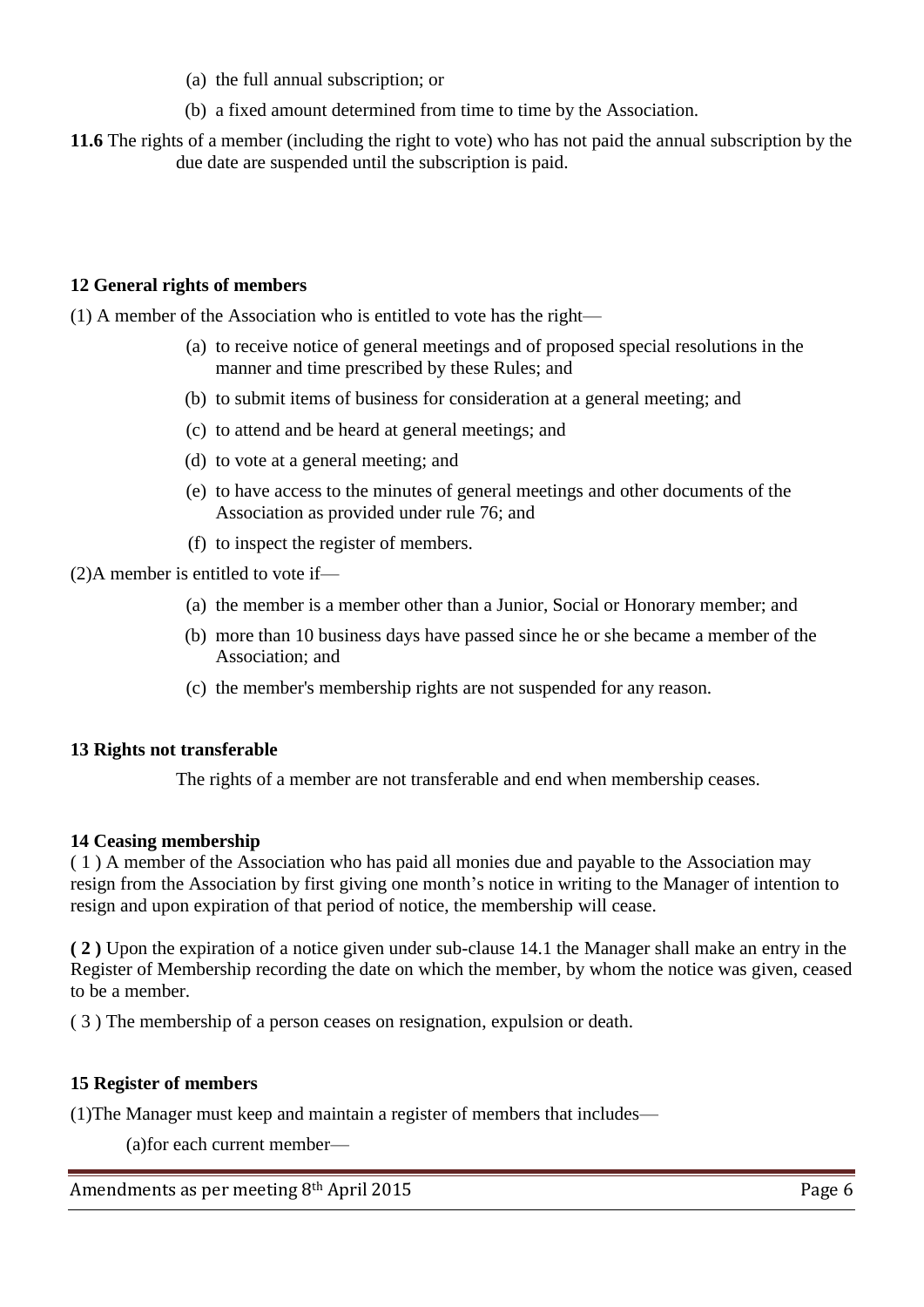(a) the full annual subscription; or

(b) a fixed amount determined from time to time by the Association.

**11.6** The rights of a member (including the right to vote) who has not paid the annual subscription by the due date are suspended until the subscription is paid.

**12 General rights of members**

(1) A member of the Association who is entitled to vote has the right—

(a) to receive notice of general meetings and of proposed special resolutions in the manner and time prescribed by these Rules; and

(b) to submit items of business for consideration at a general meeting; and

(c) to attend and be heard at general meetings; and

(d) to vote at a general meeting; and

(e) to have access to the minutes of general meetings and other documents of the Association as provided under rule 76; and

(f) to inspect the register of members.

(2)A member is entitled to vote if—

(a) the member is a member other than a Junior, Social or Honorary member; and

(b) more than 10 business days have passed since he or she became a member of the Association; and

(c) the member's membership rights are not suspended for any reason.

**13 Rights not transferable**

The rights of a member are not transferable and end when membership ceases.

**14 Ceasing membership**

( 1 ) A member of the Association who has paid all monies due and payable to the Association may resign from the Association by first giving one month's notice in writing to the Manager of intention to resign and upon expiration of that period of notice, the membership will cease.

**( 2 )** Upon the expiration of a notice given under sub-clause 14.1 the Manager shall make an entry in the Register of Membership recording the date on which the member, by whom the notice was given, ceased to be a member.

( 3 ) The membership of a person ceases on resignation, expulsion or death.

**15 Register of members**

(1)The Manager must keep and maintain a register of members that includes—

(a)for each current member—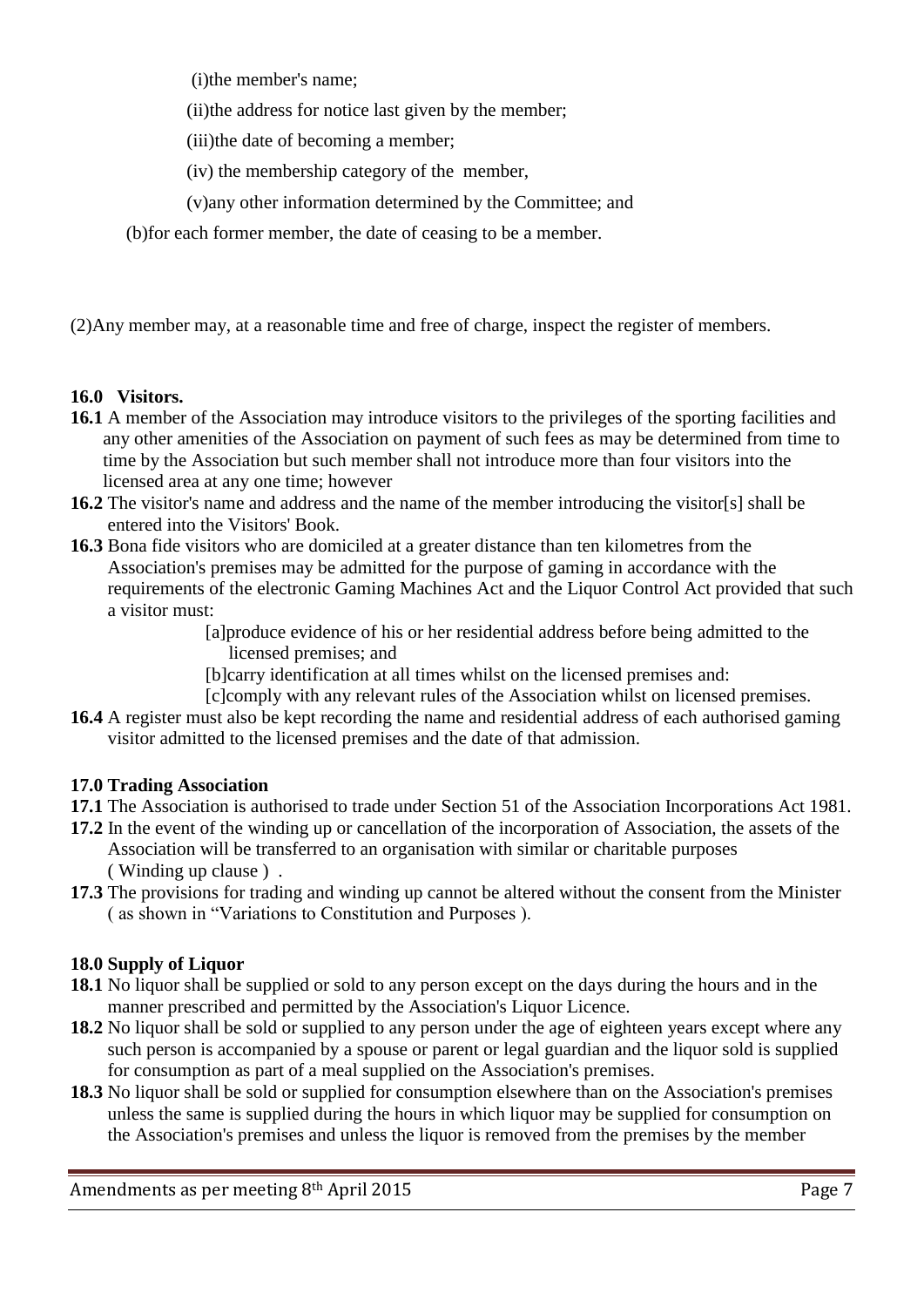(i)the member's name;

(ii)the address for notice last given by the member;

(iii)the date of becoming a member;

(iv) the membership category of the member,

(v)any other information determined by the Committee; and

(b)for each former member, the date of ceasing to be a member.

(2)Any member may, at a reasonable time and free of charge, inspect the register of members.

**16.0 Visitors.**

**16.1** A member of the Association may introduce visitors to the privileges of the sporting facilities and any other amenities of the Association on payment of such fees as may be determined from time to time by the Association but such member shall not introduce more than four visitors into the licensed area at any one time; however

**16.2** The visitor's name and address and the name of the member introducing the visitor[s] shall be entered into the Visitors' Book.

**16.3** Bona fide visitors who are domiciled at a greater distance than ten kilometres from the Association's premises may be admitted for the purpose of gaming in accordance with the requirements of the electronic Gaming Machines Act and the Liquor Control Act provided that such a visitor must:

[a]produce evidence of his or her residential address before being admitted to the licensed premises; and

[b]carry identification at all times whilst on the licensed premises and:

[c]comply with any relevant rules of the Association whilst on licensed premises.

**16.4** A register must also be kept recording the name and residential address of each authorised gaming visitor admitted to the licensed premises and the date of that admission.

**17.0 Trading Association**

**17.1** The Association is authorised to trade under Section 51 of the Association Incorporations Act 1981.

**17.2** In the event of the winding up or cancellation of the incorporation of Association, the assets of the Association will be transferred to an organisation with similar or charitable purposes ( Winding up clause ) .

**17.3** The provisions for trading and winding up cannot be altered without the consent from the Minister ( as shown in "Variations to Constitution and Purposes ).

**18.0 Supply of Liquor**

**18.1** No liquor shall be supplied or sold to any person except on the days during the hours and in the manner prescribed and permitted by the Association's Liquor Licence.

**18.2** No liquor shall be sold or supplied to any person under the age of eighteen years except where any such person is accompanied by a spouse or parent or legal guardian and the liquor sold is supplied for consumption as part of a meal supplied on the Association's premises.

**18.3** No liquor shall be sold or supplied for consumption elsewhere than on the Association's premises unless the same is supplied during the hours in which liquor may be supplied for consumption on the Association's premises and unless the liquor is removed from the premises by the member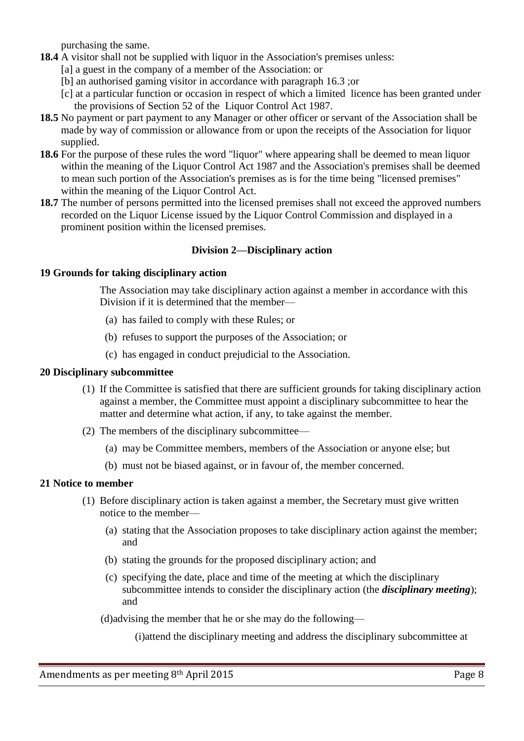purchasing the same.

**18.4** A visitor shall not be supplied with liquor in the Association's premises unless:

[a] a guest in the company of a member of the Association: or

[b] an authorised gaming visitor in accordance with paragraph 16.3 ;or

[c] at a particular function or occasion in respect of which a limited licence has been granted under the provisions of Section 52 of the Liquor Control Act 1987.

**18.5** No payment or part payment to any Manager or other officer or servant of the Association shall be made by way of commission or allowance from or upon the receipts of the Association for liquor supplied.

**18.6** For the purpose of these rules the word "liquor" where appearing shall be deemed to mean liquor within the meaning of the Liquor Control Act 1987 and the Association's premises shall be deemed to mean such portion of the Association's premises as is for the time being "licensed premises" within the meaning of the Liquor Control Act.

**18.7** The number of persons permitted into the licensed premises shall not exceed the approved numbers recorded on the Liquor License issued by the Liquor Control Commission and displayed in a prominent position within the licensed premises.

## Division 2—Disciplinary action

### 19 Grounds for taking disciplinary action

The Association may take disciplinary action against a member in accordance with this Division if it is determined that the member—

(a) has failed to comply with these Rules; or

(b) refuses to support the purposes of the Association; or

(c) has engaged in conduct prejudicial to the Association.

### 20 Disciplinary subcommittee

(1) If the Committee is satisfied that there are sufficient grounds for taking disciplinary action against a member, the Committee must appoint a disciplinary subcommittee to hear the matter and determine what action, if any, to take against the member.

(2) The members of the disciplinary subcommittee—

(a) may be Committee members, members of the Association or anyone else; but

(b) must not be biased against, or in favour of, the member concerned.

### 21 Notice to member

(1) Before disciplinary action is taken against a member, the Secretary must give written notice to the member—

(a) stating that the Association proposes to take disciplinary action against the member; and

(b) stating the grounds for the proposed disciplinary action; and

(c) specifying the date, place and time of the meeting at which the disciplinary subcommittee intends to consider the disciplinary action (the ***disciplinary meeting***); and

(d)advising the member that he or she may do the following—

(i)attend the disciplinary meeting and address the disciplinary subcommittee at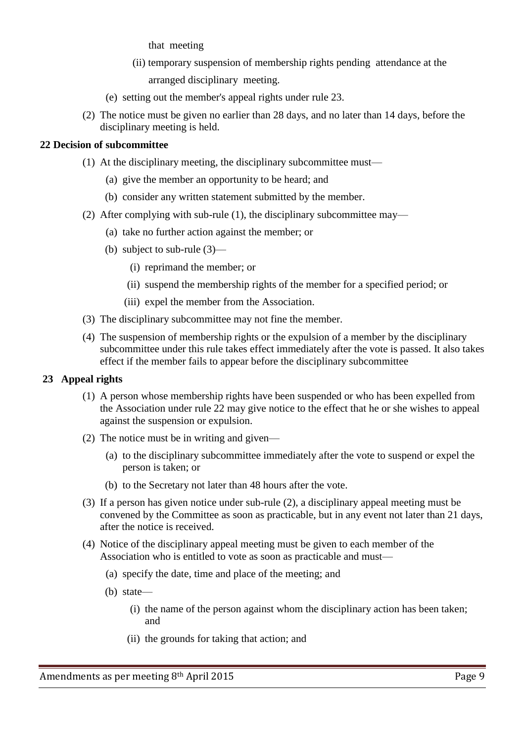that meeting

(ii) temporary suspension of membership rights pending attendance at the arranged disciplinary meeting.

(e) setting out the member's appeal rights under rule 23.

(2) The notice must be given no earlier than 28 days, and no later than 14 days, before the disciplinary meeting is held.

**22 Decision of subcommittee**

(1) At the disciplinary meeting, the disciplinary subcommittee must—

(a) give the member an opportunity to be heard; and

(b) consider any written statement submitted by the member.

(2) After complying with sub-rule (1), the disciplinary subcommittee may—

(a) take no further action against the member; or

(b) subject to sub-rule (3)—

(i) reprimand the member; or

(ii) suspend the membership rights of the member for a specified period; or

(iii) expel the member from the Association.

(3) The disciplinary subcommittee may not fine the member.

(4) The suspension of membership rights or the expulsion of a member by the disciplinary subcommittee under this rule takes effect immediately after the vote is passed. It also takes effect if the member fails to appear before the disciplinary subcommittee

**23 Appeal rights**

(1) A person whose membership rights have been suspended or who has been expelled from the Association under rule 22 may give notice to the effect that he or she wishes to appeal against the suspension or expulsion.

(2) The notice must be in writing and given—

(a) to the disciplinary subcommittee immediately after the vote to suspend or expel the person is taken; or

(b) to the Secretary not later than 48 hours after the vote.

(3) If a person has given notice under sub-rule (2), a disciplinary appeal meeting must be convened by the Committee as soon as practicable, but in any event not later than 21 days, after the notice is received.

(4) Notice of the disciplinary appeal meeting must be given to each member of the Association who is entitled to vote as soon as practicable and must—

(a) specify the date, time and place of the meeting; and

(b) state—

(i) the name of the person against whom the disciplinary action has been taken; and

(ii) the grounds for taking that action; and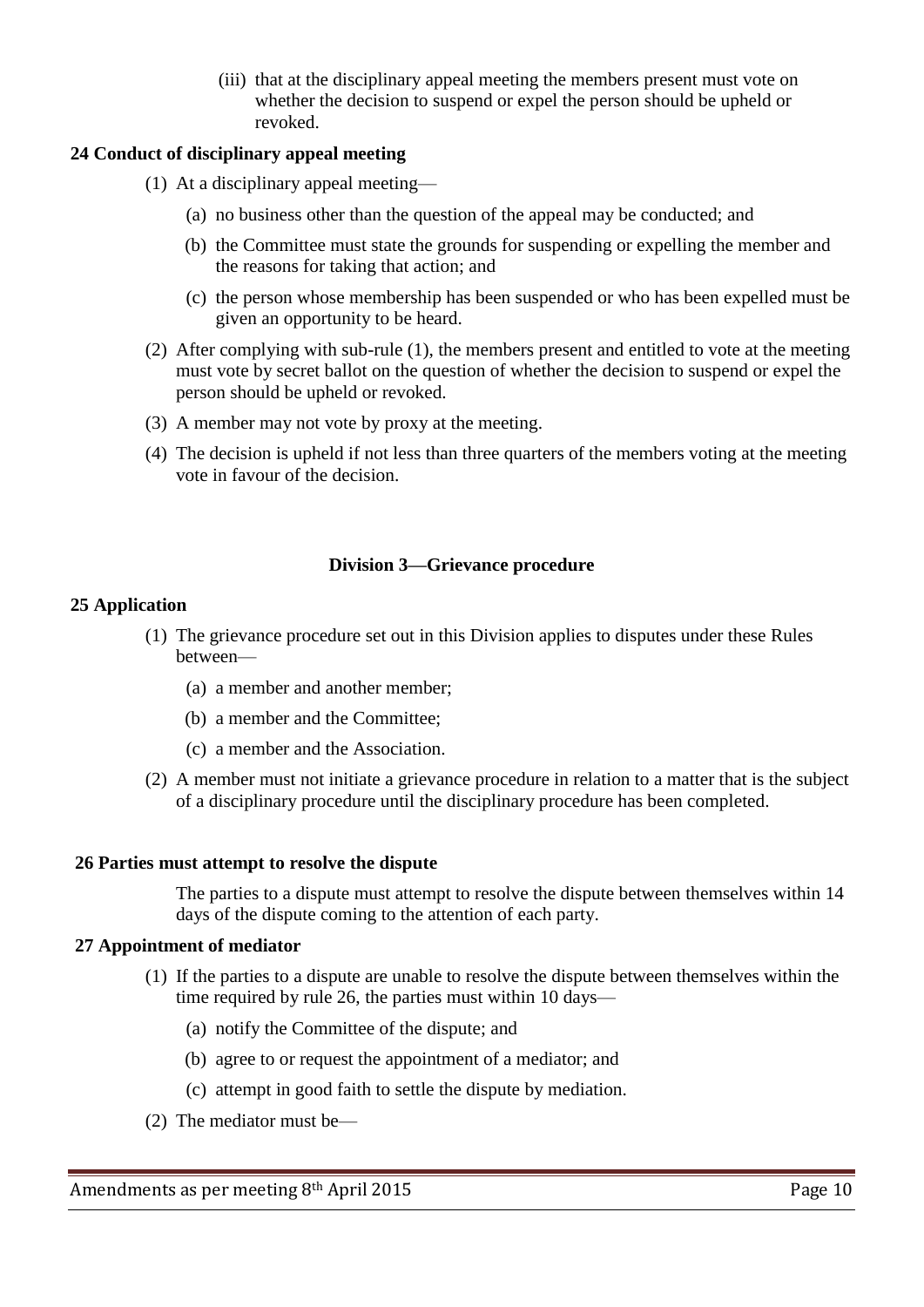(iii) that at the disciplinary appeal meeting the members present must vote on whether the decision to suspend or expel the person should be upheld or revoked.

**24 Conduct of disciplinary appeal meeting**

(1) At a disciplinary appeal meeting—

(a) no business other than the question of the appeal may be conducted; and

(b) the Committee must state the grounds for suspending or expelling the member and the reasons for taking that action; and

(c) the person whose membership has been suspended or who has been expelled must be given an opportunity to be heard.

(2) After complying with sub-rule (1), the members present and entitled to vote at the meeting must vote by secret ballot on the question of whether the decision to suspend or expel the person should be upheld or revoked.

(3) A member may not vote by proxy at the meeting.

(4) The decision is upheld if not less than three quarters of the members voting at the meeting vote in favour of the decision.

## Division 3—Grievance procedure

**25 Application**

(1) The grievance procedure set out in this Division applies to disputes under these Rules between—

(a) a member and another member;

(b) a member and the Committee;

(c) a member and the Association.

(2) A member must not initiate a grievance procedure in relation to a matter that is the subject of a disciplinary procedure until the disciplinary procedure has been completed.

**26 Parties must attempt to resolve the dispute**

The parties to a dispute must attempt to resolve the dispute between themselves within 14 days of the dispute coming to the attention of each party.

**27 Appointment of mediator**

(1) If the parties to a dispute are unable to resolve the dispute between themselves within the time required by rule 26, the parties must within 10 days—

(a) notify the Committee of the dispute; and

(b) agree to or request the appointment of a mediator; and

(c) attempt in good faith to settle the dispute by mediation.

(2) The mediator must be—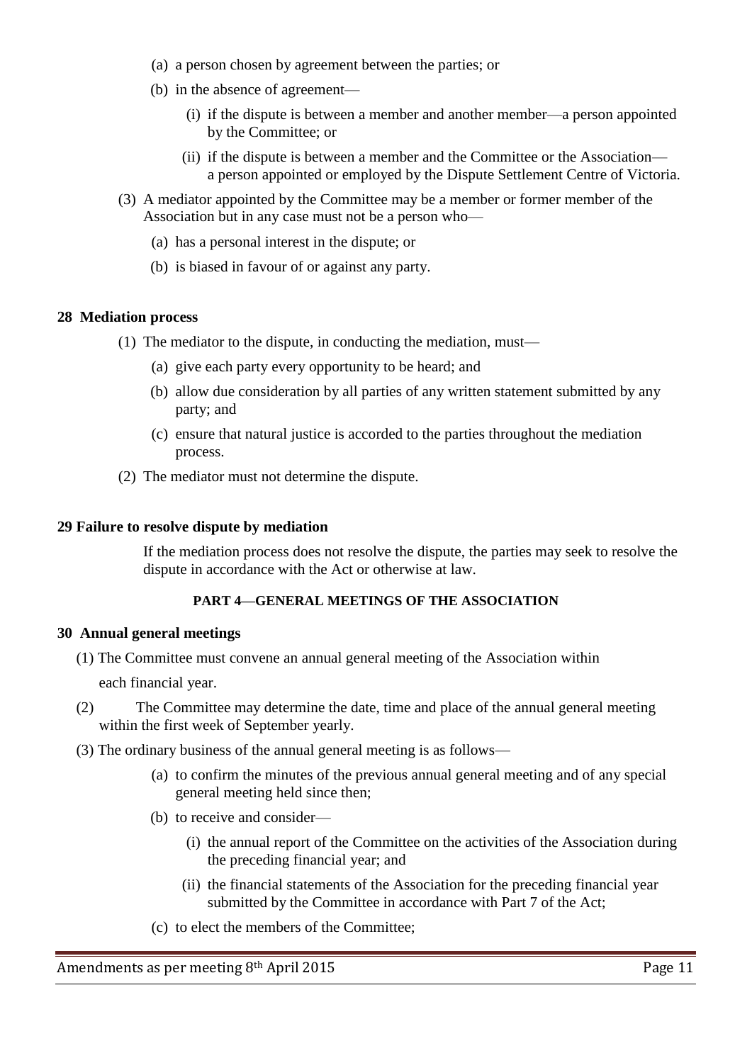(a) a person chosen by agreement between the parties; or

(b) in the absence of agreement—

(i) if the dispute is between a member and another member—a person appointed by the Committee; or

(ii) if the dispute is between a member and the Committee or the Association—a person appointed or employed by the Dispute Settlement Centre of Victoria.

(3) A mediator appointed by the Committee may be a member or former member of the Association but in any case must not be a person who—

(a) has a personal interest in the dispute; or

(b) is biased in favour of or against any party.

**28 Mediation process**

(1) The mediator to the dispute, in conducting the mediation, must—

(a) give each party every opportunity to be heard; and

(b) allow due consideration by all parties of any written statement submitted by any party; and

(c) ensure that natural justice is accorded to the parties throughout the mediation process.

(2) The mediator must not determine the dispute.

**29 Failure to resolve dispute by mediation**

If the mediation process does not resolve the dispute, the parties may seek to resolve the dispute in accordance with the Act or otherwise at law.

**PART 4—GENERAL MEETINGS OF THE ASSOCIATION**

**30 Annual general meetings**

(1) The Committee must convene an annual general meeting of the Association within each financial year.

(2) The Committee may determine the date, time and place of the annual general meeting within the first week of September yearly.

(3) The ordinary business of the annual general meeting is as follows—

(a) to confirm the minutes of the previous annual general meeting and of any special general meeting held since then;

(b) to receive and consider—

(i) the annual report of the Committee on the activities of the Association during the preceding financial year; and

(ii) the financial statements of the Association for the preceding financial year submitted by the Committee in accordance with Part 7 of the Act;

(c) to elect the members of the Committee;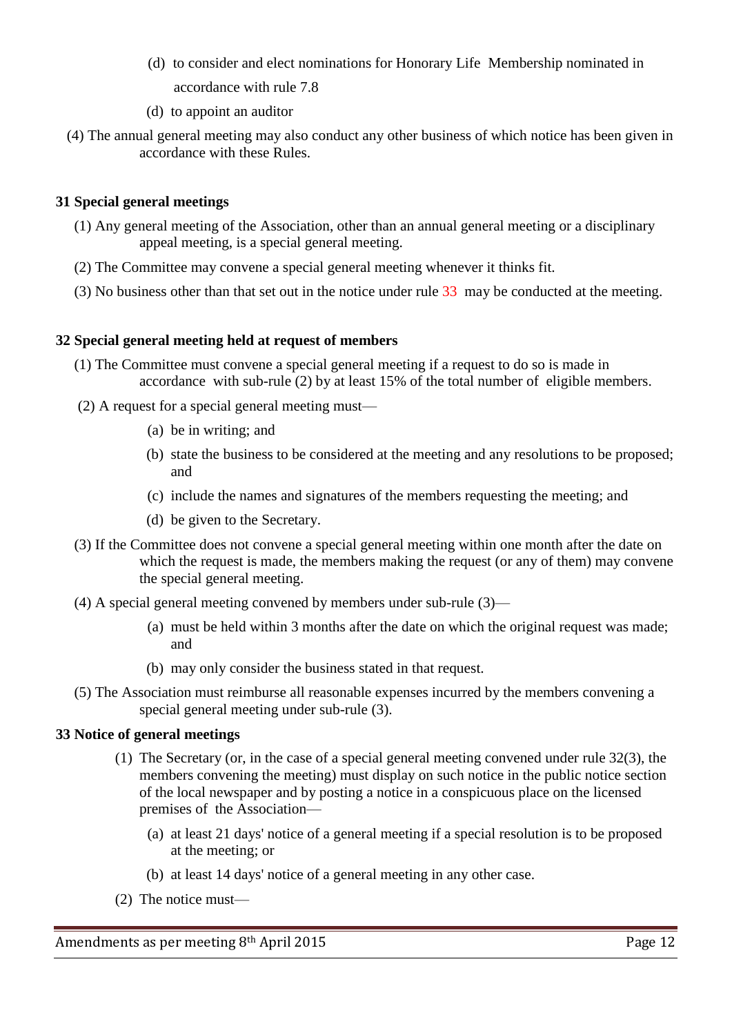(d) to consider and elect nominations for Honorary Life Membership nominated in accordance with rule 7.8

(d) to appoint an auditor

(4) The annual general meeting may also conduct any other business of which notice has been given in accordance with these Rules.

**31 Special general meetings**

(1) Any general meeting of the Association, other than an annual general meeting or a disciplinary appeal meeting, is a special general meeting.

(2) The Committee may convene a special general meeting whenever it thinks fit.

(3) No business other than that set out in the notice under rule 33 may be conducted at the meeting.

**32 Special general meeting held at request of members**

(1) The Committee must convene a special general meeting if a request to do so is made in accordance with sub-rule (2) by at least 15% of the total number of eligible members.

(2) A request for a special general meeting must—

(a) be in writing; and

(b) state the business to be considered at the meeting and any resolutions to be proposed; and

(c) include the names and signatures of the members requesting the meeting; and

(d) be given to the Secretary.

(3) If the Committee does not convene a special general meeting within one month after the date on which the request is made, the members making the request (or any of them) may convene the special general meeting.

(4) A special general meeting convened by members under sub-rule (3)—

(a) must be held within 3 months after the date on which the original request was made; and

(b) may only consider the business stated in that request.

(5) The Association must reimburse all reasonable expenses incurred by the members convening a special general meeting under sub-rule (3).

**33 Notice of general meetings**

(1) The Secretary (or, in the case of a special general meeting convened under rule 32(3), the members convening the meeting) must display on such notice in the public notice section of the local newspaper and by posting a notice in a conspicuous place on the licensed premises of the Association—

(a) at least 21 days' notice of a general meeting if a special resolution is to be proposed at the meeting; or

(b) at least 14 days' notice of a general meeting in any other case.

(2) The notice must—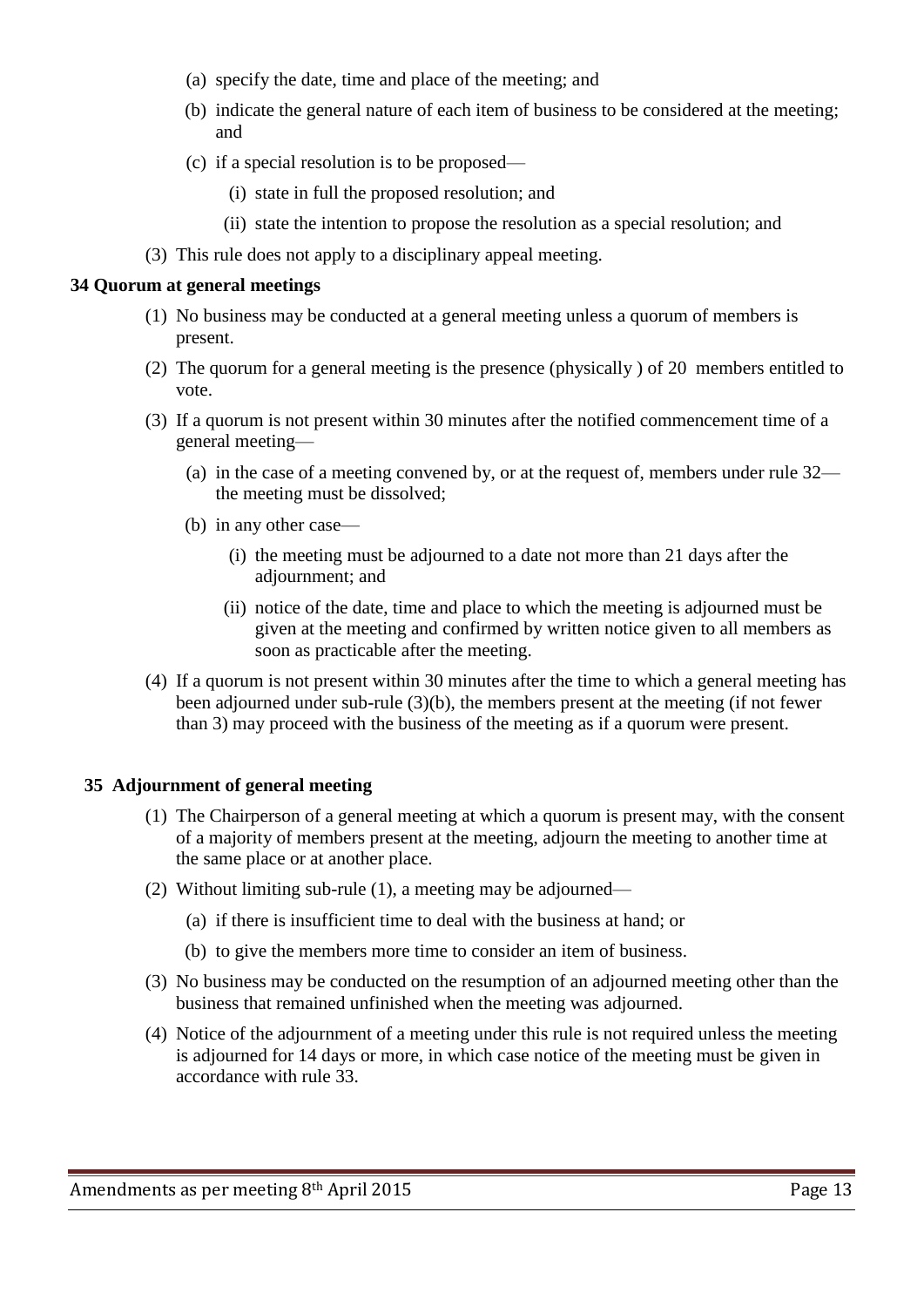(a) specify the date, time and place of the meeting; and

(b) indicate the general nature of each item of business to be considered at the meeting; and

(c) if a special resolution is to be proposed—

(i) state in full the proposed resolution; and

(ii) state the intention to propose the resolution as a special resolution; and

(3) This rule does not apply to a disciplinary appeal meeting.

**34 Quorum at general meetings**

(1) No business may be conducted at a general meeting unless a quorum of members is present.

(2) The quorum for a general meeting is the presence (physically ) of 20 members entitled to vote.

(3) If a quorum is not present within 30 minutes after the notified commencement time of a general meeting—

(a) in the case of a meeting convened by, or at the request of, members under rule 32—the meeting must be dissolved;

(b) in any other case—

(i) the meeting must be adjourned to a date not more than 21 days after the adjournment; and

(ii) notice of the date, time and place to which the meeting is adjourned must be given at the meeting and confirmed by written notice given to all members as soon as practicable after the meeting.

(4) If a quorum is not present within 30 minutes after the time to which a general meeting has been adjourned under sub-rule (3)(b), the members present at the meeting (if not fewer than 3) may proceed with the business of the meeting as if a quorum were present.

**35 Adjournment of general meeting**

(1) The Chairperson of a general meeting at which a quorum is present may, with the consent of a majority of members present at the meeting, adjourn the meeting to another time at the same place or at another place.

(2) Without limiting sub-rule (1), a meeting may be adjourned—

(a) if there is insufficient time to deal with the business at hand; or

(b) to give the members more time to consider an item of business.

(3) No business may be conducted on the resumption of an adjourned meeting other than the business that remained unfinished when the meeting was adjourned.

(4) Notice of the adjournment of a meeting under this rule is not required unless the meeting is adjourned for 14 days or more, in which case notice of the meeting must be given in accordance with rule 33.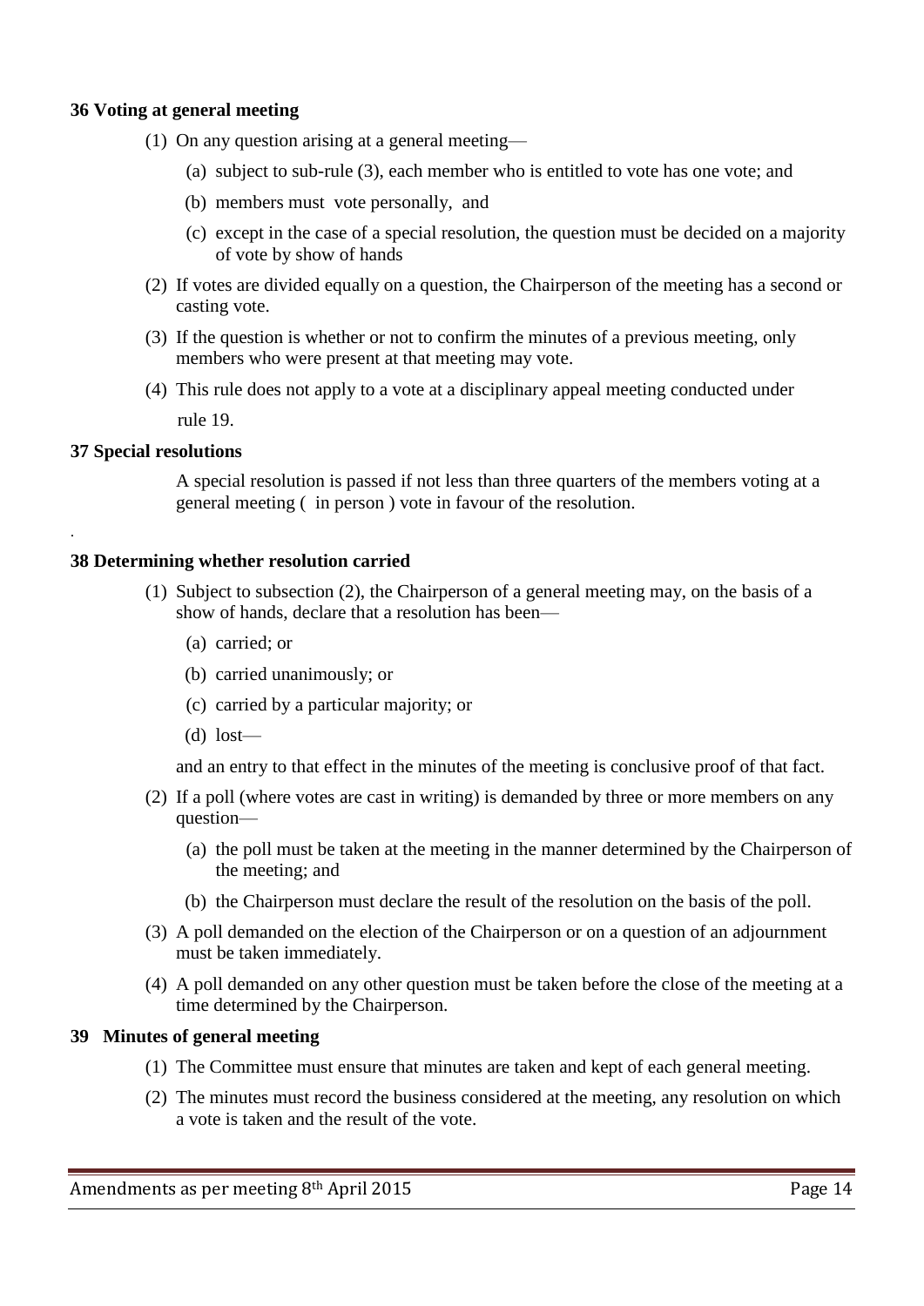**36 Voting at general meeting**

(1) On any question arising at a general meeting—

(a) subject to sub-rule (3), each member who is entitled to vote has one vote; and

(b) members must vote personally, and

(c) except in the case of a special resolution, the question must be decided on a majority of vote by show of hands

(2) If votes are divided equally on a question, the Chairperson of the meeting has a second or casting vote.

(3) If the question is whether or not to confirm the minutes of a previous meeting, only members who were present at that meeting may vote.

(4) This rule does not apply to a vote at a disciplinary appeal meeting conducted under rule 19.

**37 Special resolutions**

A special resolution is passed if not less than three quarters of the members voting at a general meeting ( in person ) vote in favour of the resolution.

.

**38 Determining whether resolution carried**

(1) Subject to subsection (2), the Chairperson of a general meeting may, on the basis of a show of hands, declare that a resolution has been—

(a) carried; or

(b) carried unanimously; or

(c) carried by a particular majority; or

(d) lost—

and an entry to that effect in the minutes of the meeting is conclusive proof of that fact.

(2) If a poll (where votes are cast in writing) is demanded by three or more members on any question—

(a) the poll must be taken at the meeting in the manner determined by the Chairperson of the meeting; and

(b) the Chairperson must declare the result of the resolution on the basis of the poll.

(3) A poll demanded on the election of the Chairperson or on a question of an adjournment must be taken immediately.

(4) A poll demanded on any other question must be taken before the close of the meeting at a time determined by the Chairperson.

**39 Minutes of general meeting**

(1) The Committee must ensure that minutes are taken and kept of each general meeting.

(2) The minutes must record the business considered at the meeting, any resolution on which a vote is taken and the result of the vote.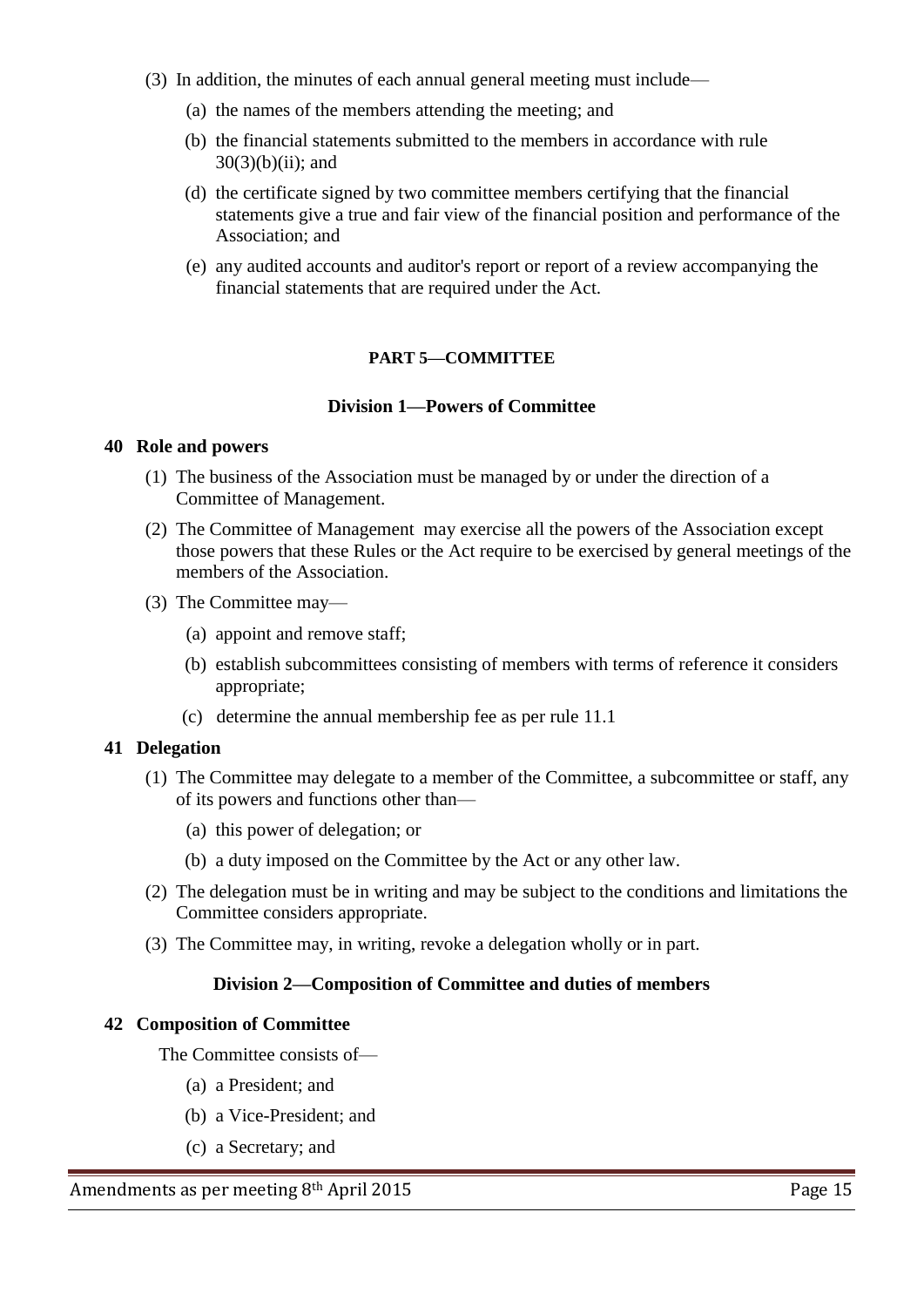(3) In addition, the minutes of each annual general meeting must include—

   (a) the names of the members attending the meeting; and

   (b) the financial statements submitted to the members in accordance with rule 30(3)(b)(ii); and

   (d) the certificate signed by two committee members certifying that the financial statements give a true and fair view of the financial position and performance of the Association; and

   (e) any audited accounts and auditor's report or report of a review accompanying the financial statements that are required under the Act.

## PART 5—COMMITTEE

### Division 1—Powers of Committee

**40 Role and powers**

(1) The business of the Association must be managed by or under the direction of a Committee of Management.

(2) The Committee of Management may exercise all the powers of the Association except those powers that these Rules or the Act require to be exercised by general meetings of the members of the Association.

(3) The Committee may—

   (a) appoint and remove staff;

   (b) establish subcommittees consisting of members with terms of reference it considers appropriate;

   (c) determine the annual membership fee as per rule 11.1

**41 Delegation**

(1) The Committee may delegate to a member of the Committee, a subcommittee or staff, any of its powers and functions other than—

   (a) this power of delegation; or

   (b) a duty imposed on the Committee by the Act or any other law.

(2) The delegation must be in writing and may be subject to the conditions and limitations the Committee considers appropriate.

(3) The Committee may, in writing, revoke a delegation wholly or in part.

### Division 2—Composition of Committee and duties of members

**42 Composition of Committee**

The Committee consists of—

   (a) a President; and

   (b) a Vice-President; and

   (c) a Secretary; and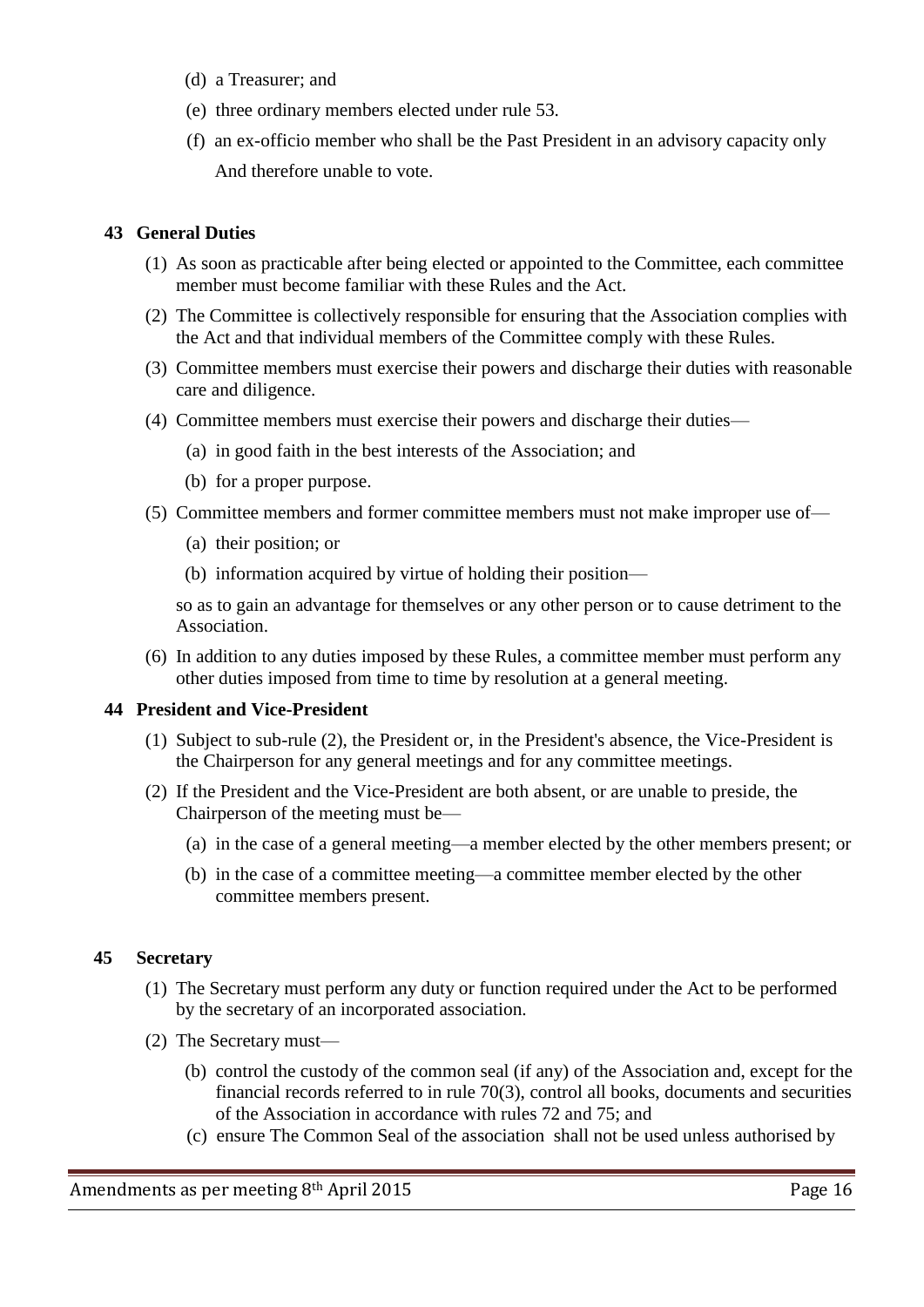(d) a Treasurer; and

(e) three ordinary members elected under rule 53.

(f) an ex-officio member who shall be the Past President in an advisory capacity only And therefore unable to vote.

**43 General Duties**

(1) As soon as practicable after being elected or appointed to the Committee, each committee member must become familiar with these Rules and the Act.

(2) The Committee is collectively responsible for ensuring that the Association complies with the Act and that individual members of the Committee comply with these Rules.

(3) Committee members must exercise their powers and discharge their duties with reasonable care and diligence.

(4) Committee members must exercise their powers and discharge their duties—

(a) in good faith in the best interests of the Association; and

(b) for a proper purpose.

(5) Committee members and former committee members must not make improper use of—

(a) their position; or

(b) information acquired by virtue of holding their position—

so as to gain an advantage for themselves or any other person or to cause detriment to the Association.

(6) In addition to any duties imposed by these Rules, a committee member must perform any other duties imposed from time to time by resolution at a general meeting.

**44 President and Vice-President**

(1) Subject to sub-rule (2), the President or, in the President's absence, the Vice-President is the Chairperson for any general meetings and for any committee meetings.

(2) If the President and the Vice-President are both absent, or are unable to preside, the Chairperson of the meeting must be—

(a) in the case of a general meeting—a member elected by the other members present; or

(b) in the case of a committee meeting—a committee member elected by the other committee members present.

**45 Secretary**

(1) The Secretary must perform any duty or function required under the Act to be performed by the secretary of an incorporated association.

(2) The Secretary must—

(b) control the custody of the common seal (if any) of the Association and, except for the financial records referred to in rule 70(3), control all books, documents and securities of the Association in accordance with rules 72 and 75; and

(c) ensure The Common Seal of the association shall not be used unless authorised by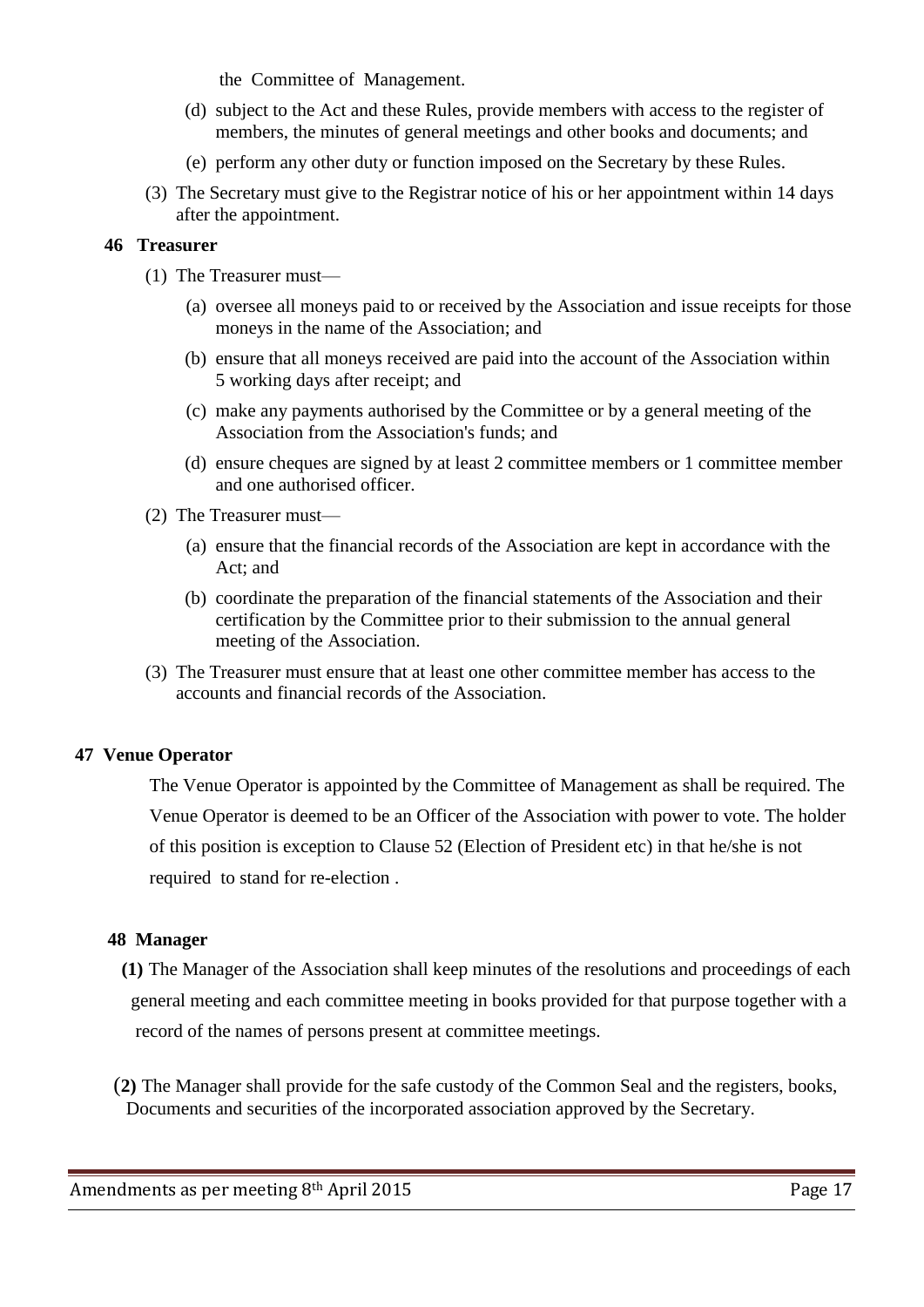the Committee of Management.

(d) subject to the Act and these Rules, provide members with access to the register of members, the minutes of general meetings and other books and documents; and

(e) perform any other duty or function imposed on the Secretary by these Rules.

(3) The Secretary must give to the Registrar notice of his or her appointment within 14 days after the appointment.

**46 Treasurer**

(1) The Treasurer must—

(a) oversee all moneys paid to or received by the Association and issue receipts for those moneys in the name of the Association; and

(b) ensure that all moneys received are paid into the account of the Association within 5 working days after receipt; and

(c) make any payments authorised by the Committee or by a general meeting of the Association from the Association's funds; and

(d) ensure cheques are signed by at least 2 committee members or 1 committee member and one authorised officer.

(2) The Treasurer must—

(a) ensure that the financial records of the Association are kept in accordance with the Act; and

(b) coordinate the preparation of the financial statements of the Association and their certification by the Committee prior to their submission to the annual general meeting of the Association.

(3) The Treasurer must ensure that at least one other committee member has access to the accounts and financial records of the Association.

**47 Venue Operator**

The Venue Operator is appointed by the Committee of Management as shall be required. The Venue Operator is deemed to be an Officer of the Association with power to vote. The holder of this position is exception to Clause 52 (Election of President etc) in that he/she is not required to stand for re-election .

**48 Manager**

**(1)** The Manager of the Association shall keep minutes of the resolutions and proceedings of each general meeting and each committee meeting in books provided for that purpose together with a record of the names of persons present at committee meetings.

**(2)** The Manager shall provide for the safe custody of the Common Seal and the registers, books, Documents and securities of the incorporated association approved by the Secretary.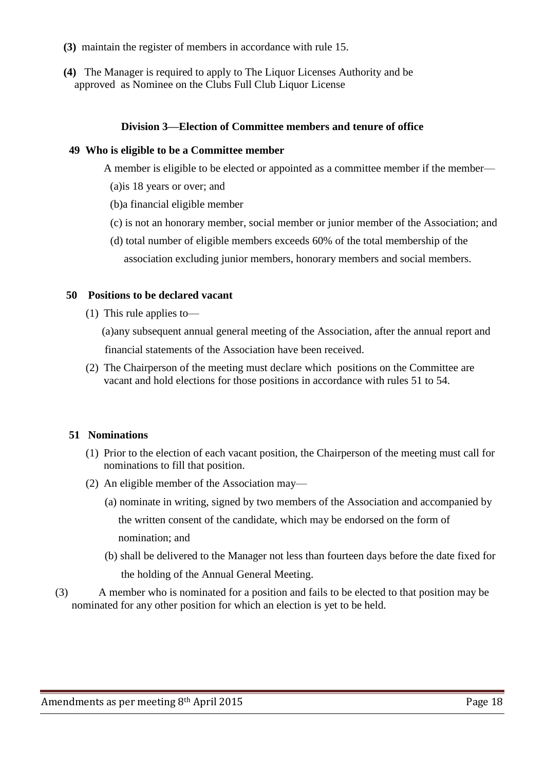**(3)** maintain the register of members in accordance with rule 15.

**(4)** The Manager is required to apply to The Liquor Licenses Authority and be approved as Nominee on the Clubs Full Club Liquor License

### Division 3—Election of Committee members and tenure of office

**49 Who is eligible to be a Committee member**

A member is eligible to be elected or appointed as a committee member if the member—

(a)is 18 years or over; and

(b)a financial eligible member

(c) is not an honorary member, social member or junior member of the Association; and

(d) total number of eligible members exceeds 60% of the total membership of the association excluding junior members, honorary members and social members.

**50 Positions to be declared vacant**

(1) This rule applies to—

(a)any subsequent annual general meeting of the Association, after the annual report and financial statements of the Association have been received.

(2) The Chairperson of the meeting must declare which positions on the Committee are vacant and hold elections for those positions in accordance with rules 51 to 54.

**51 Nominations**

(1) Prior to the election of each vacant position, the Chairperson of the meeting must call for nominations to fill that position.

(2) An eligible member of the Association may—

(a) nominate in writing, signed by two members of the Association and accompanied by the written consent of the candidate, which may be endorsed on the form of nomination; and

(b) shall be delivered to the Manager not less than fourteen days before the date fixed for the holding of the Annual General Meeting.

(3) A member who is nominated for a position and fails to be elected to that position may be nominated for any other position for which an election is yet to be held.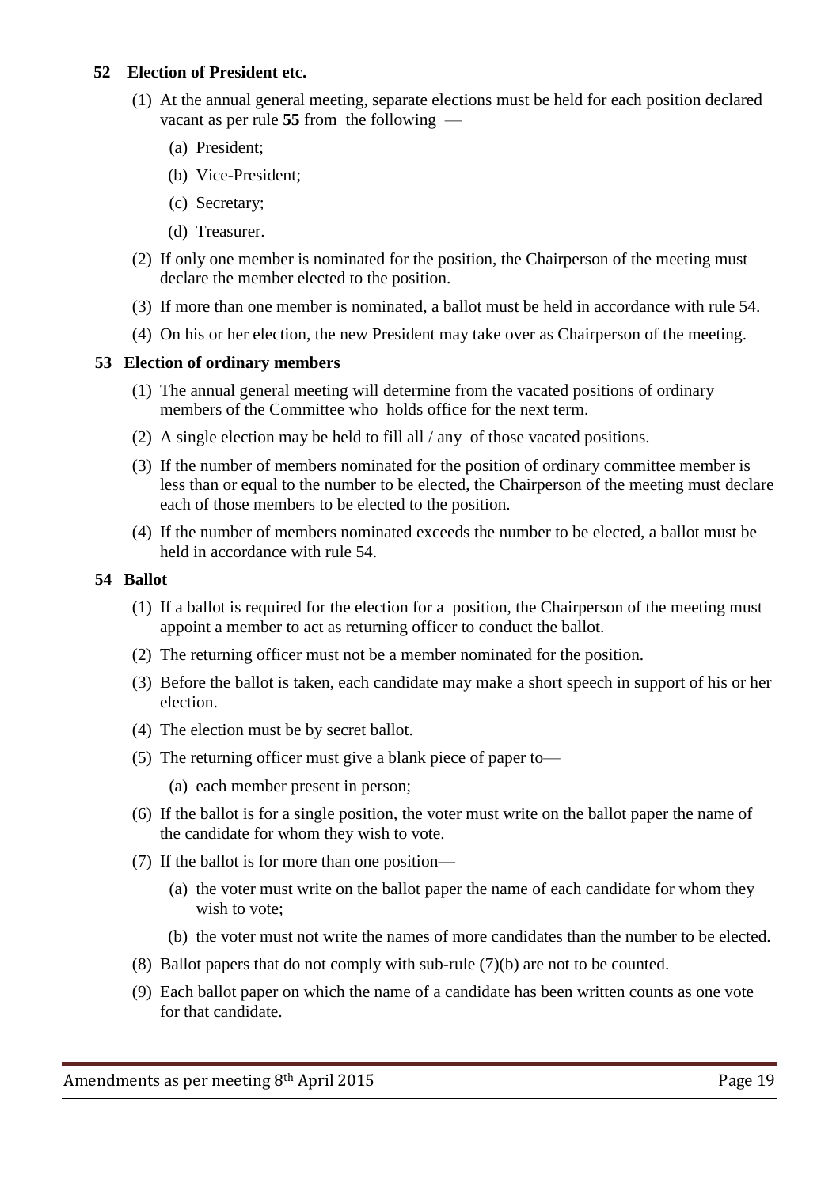### 52 Election of President etc.

(1) At the annual general meeting, separate elections must be held for each position declared vacant as per rule **55** from the following —

(a) President;

(b) Vice-President;

(c) Secretary;

(d) Treasurer.

(2) If only one member is nominated for the position, the Chairperson of the meeting must declare the member elected to the position.

(3) If more than one member is nominated, a ballot must be held in accordance with rule 54.

(4) On his or her election, the new President may take over as Chairperson of the meeting.

### 53 Election of ordinary members

(1) The annual general meeting will determine from the vacated positions of ordinary members of the Committee who holds office for the next term.

(2) A single election may be held to fill all / any of those vacated positions.

(3) If the number of members nominated for the position of ordinary committee member is less than or equal to the number to be elected, the Chairperson of the meeting must declare each of those members to be elected to the position.

(4) If the number of members nominated exceeds the number to be elected, a ballot must be held in accordance with rule 54.

### 54 Ballot

(1) If a ballot is required for the election for a position, the Chairperson of the meeting must appoint a member to act as returning officer to conduct the ballot.

(2) The returning officer must not be a member nominated for the position.

(3) Before the ballot is taken, each candidate may make a short speech in support of his or her election.

(4) The election must be by secret ballot.

(5) The returning officer must give a blank piece of paper to—

(a) each member present in person;

(6) If the ballot is for a single position, the voter must write on the ballot paper the name of the candidate for whom they wish to vote.

(7) If the ballot is for more than one position—

(a) the voter must write on the ballot paper the name of each candidate for whom they wish to vote;

(b) the voter must not write the names of more candidates than the number to be elected.

(8) Ballot papers that do not comply with sub-rule (7)(b) are not to be counted.

(9) Each ballot paper on which the name of a candidate has been written counts as one vote for that candidate.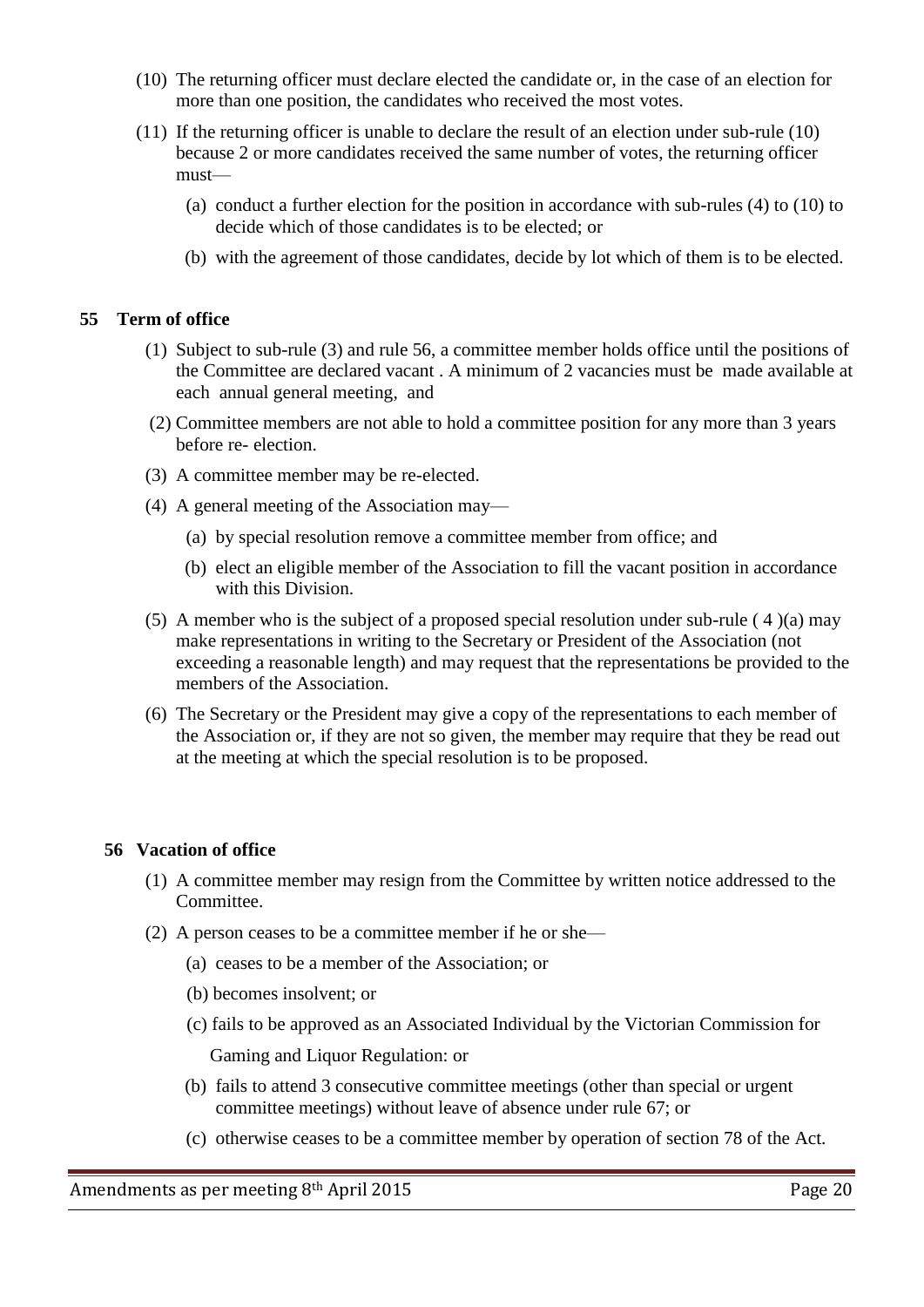(10) The returning officer must declare elected the candidate or, in the case of an election for more than one position, the candidates who received the most votes.

(11) If the returning officer is unable to declare the result of an election under sub-rule (10) because 2 or more candidates received the same number of votes, the returning officer must—

(a) conduct a further election for the position in accordance with sub-rules (4) to (10) to decide which of those candidates is to be elected; or

(b) with the agreement of those candidates, decide by lot which of them is to be elected.

### 55 Term of office

(1) Subject to sub-rule (3) and rule 56, a committee member holds office until the positions of the Committee are declared vacant . A minimum of 2 vacancies must be made available at each annual general meeting, and

(2) Committee members are not able to hold a committee position for any more than 3 years before re- election.

(3) A committee member may be re-elected.

(4) A general meeting of the Association may—

(a) by special resolution remove a committee member from office; and

(b) elect an eligible member of the Association to fill the vacant position in accordance with this Division.

(5) A member who is the subject of a proposed special resolution under sub-rule ( 4 )(a) may make representations in writing to the Secretary or President of the Association (not exceeding a reasonable length) and may request that the representations be provided to the members of the Association.

(6) The Secretary or the President may give a copy of the representations to each member of the Association or, if they are not so given, the member may require that they be read out at the meeting at which the special resolution is to be proposed.

### 56 Vacation of office

(1) A committee member may resign from the Committee by written notice addressed to the Committee.

(2) A person ceases to be a committee member if he or she—

(a) ceases to be a member of the Association; or

(b) becomes insolvent; or

(c) fails to be approved as an Associated Individual by the Victorian Commission for Gaming and Liquor Regulation: or

(b) fails to attend 3 consecutive committee meetings (other than special or urgent committee meetings) without leave of absence under rule 67; or

(c) otherwise ceases to be a committee member by operation of section 78 of the Act.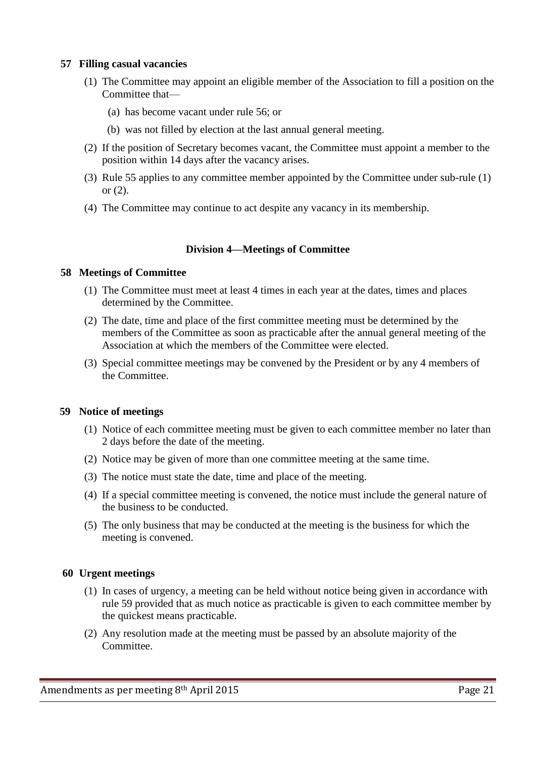### 57 Filling casual vacancies

(1) The Committee may appoint an eligible member of the Association to fill a position on the Committee that—

(a) has become vacant under rule 56; or

(b) was not filled by election at the last annual general meeting.

(2) If the position of Secretary becomes vacant, the Committee must appoint a member to the position within 14 days after the vacancy arises.

(3) Rule 55 applies to any committee member appointed by the Committee under sub-rule (1) or (2).

(4) The Committee may continue to act despite any vacancy in its membership.

## Division 4—Meetings of Committee

### 58 Meetings of Committee

(1) The Committee must meet at least 4 times in each year at the dates, times and places determined by the Committee.

(2) The date, time and place of the first committee meeting must be determined by the members of the Committee as soon as practicable after the annual general meeting of the Association at which the members of the Committee were elected.

(3) Special committee meetings may be convened by the President or by any 4 members of the Committee.

### 59 Notice of meetings

(1) Notice of each committee meeting must be given to each committee member no later than 2 days before the date of the meeting.

(2) Notice may be given of more than one committee meeting at the same time.

(3) The notice must state the date, time and place of the meeting.

(4) If a special committee meeting is convened, the notice must include the general nature of the business to be conducted.

(5) The only business that may be conducted at the meeting is the business for which the meeting is convened.

### 60 Urgent meetings

(1) In cases of urgency, a meeting can be held without notice being given in accordance with rule 59 provided that as much notice as practicable is given to each committee member by the quickest means practicable.

(2) Any resolution made at the meeting must be passed by an absolute majority of the Committee.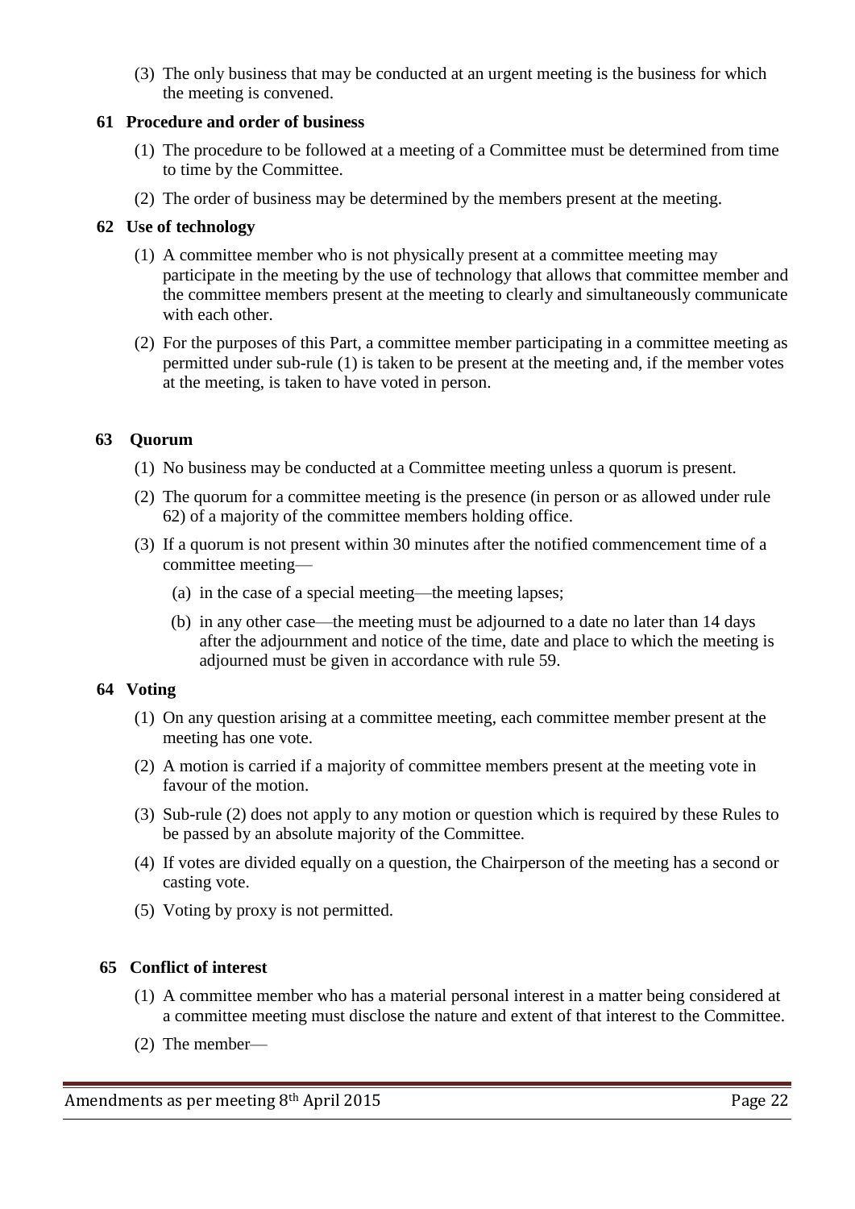(3) The only business that may be conducted at an urgent meeting is the business for which the meeting is convened.

### 61 Procedure and order of business

(1) The procedure to be followed at a meeting of a Committee must be determined from time to time by the Committee.

(2) The order of business may be determined by the members present at the meeting.

### 62 Use of technology

(1) A committee member who is not physically present at a committee meeting may participate in the meeting by the use of technology that allows that committee member and the committee members present at the meeting to clearly and simultaneously communicate with each other.

(2) For the purposes of this Part, a committee member participating in a committee meeting as permitted under sub-rule (1) is taken to be present at the meeting and, if the member votes at the meeting, is taken to have voted in person.

### 63 Quorum

(1) No business may be conducted at a Committee meeting unless a quorum is present.

(2) The quorum for a committee meeting is the presence (in person or as allowed under rule 62) of a majority of the committee members holding office.

(3) If a quorum is not present within 30 minutes after the notified commencement time of a committee meeting—

- (a) in the case of a special meeting—the meeting lapses;
- (b) in any other case—the meeting must be adjourned to a date no later than 14 days after the adjournment and notice of the time, date and place to which the meeting is adjourned must be given in accordance with rule 59.

### 64 Voting

(1) On any question arising at a committee meeting, each committee member present at the meeting has one vote.

(2) A motion is carried if a majority of committee members present at the meeting vote in favour of the motion.

(3) Sub-rule (2) does not apply to any motion or question which is required by these Rules to be passed by an absolute majority of the Committee.

(4) If votes are divided equally on a question, the Chairperson of the meeting has a second or casting vote.

(5) Voting by proxy is not permitted.

### 65 Conflict of interest

(1) A committee member who has a material personal interest in a matter being considered at a committee meeting must disclose the nature and extent of that interest to the Committee.

(2) The member—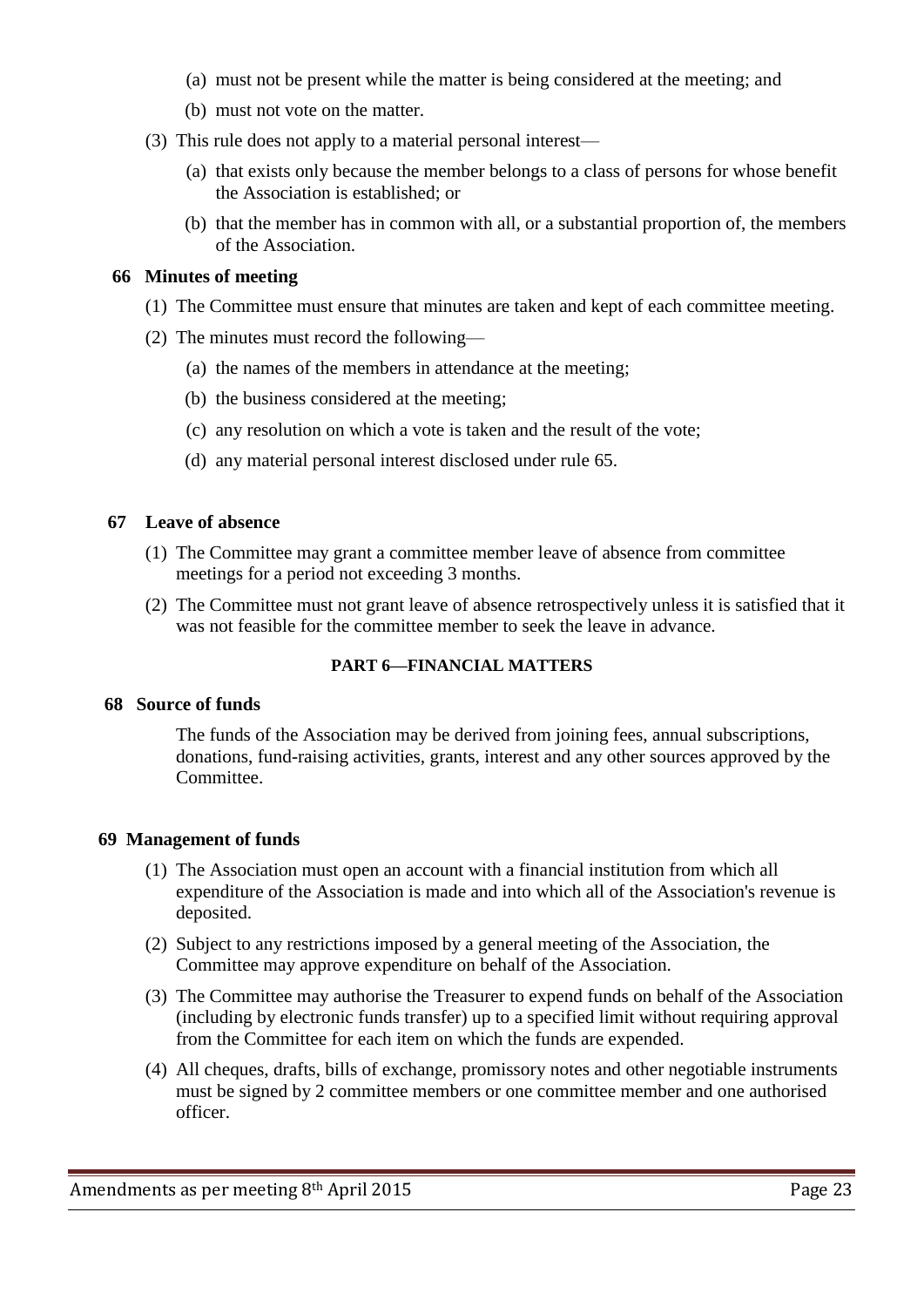(a) must not be present while the matter is being considered at the meeting; and

(b) must not vote on the matter.

(3) This rule does not apply to a material personal interest—

(a) that exists only because the member belongs to a class of persons for whose benefit the Association is established; or

(b) that the member has in common with all, or a substantial proportion of, the members of the Association.

**66 Minutes of meeting**

(1) The Committee must ensure that minutes are taken and kept of each committee meeting.

(2) The minutes must record the following—

(a) the names of the members in attendance at the meeting;

(b) the business considered at the meeting;

(c) any resolution on which a vote is taken and the result of the vote;

(d) any material personal interest disclosed under rule 65.

**67 Leave of absence**

(1) The Committee may grant a committee member leave of absence from committee meetings for a period not exceeding 3 months.

(2) The Committee must not grant leave of absence retrospectively unless it is satisfied that it was not feasible for the committee member to seek the leave in advance.

**PART 6—FINANCIAL MATTERS**

**68 Source of funds**

The funds of the Association may be derived from joining fees, annual subscriptions, donations, fund-raising activities, grants, interest and any other sources approved by the Committee.

**69 Management of funds**

(1) The Association must open an account with a financial institution from which all expenditure of the Association is made and into which all of the Association's revenue is deposited.

(2) Subject to any restrictions imposed by a general meeting of the Association, the Committee may approve expenditure on behalf of the Association.

(3) The Committee may authorise the Treasurer to expend funds on behalf of the Association (including by electronic funds transfer) up to a specified limit without requiring approval from the Committee for each item on which the funds are expended.

(4) All cheques, drafts, bills of exchange, promissory notes and other negotiable instruments must be signed by 2 committee members or one committee member and one authorised officer.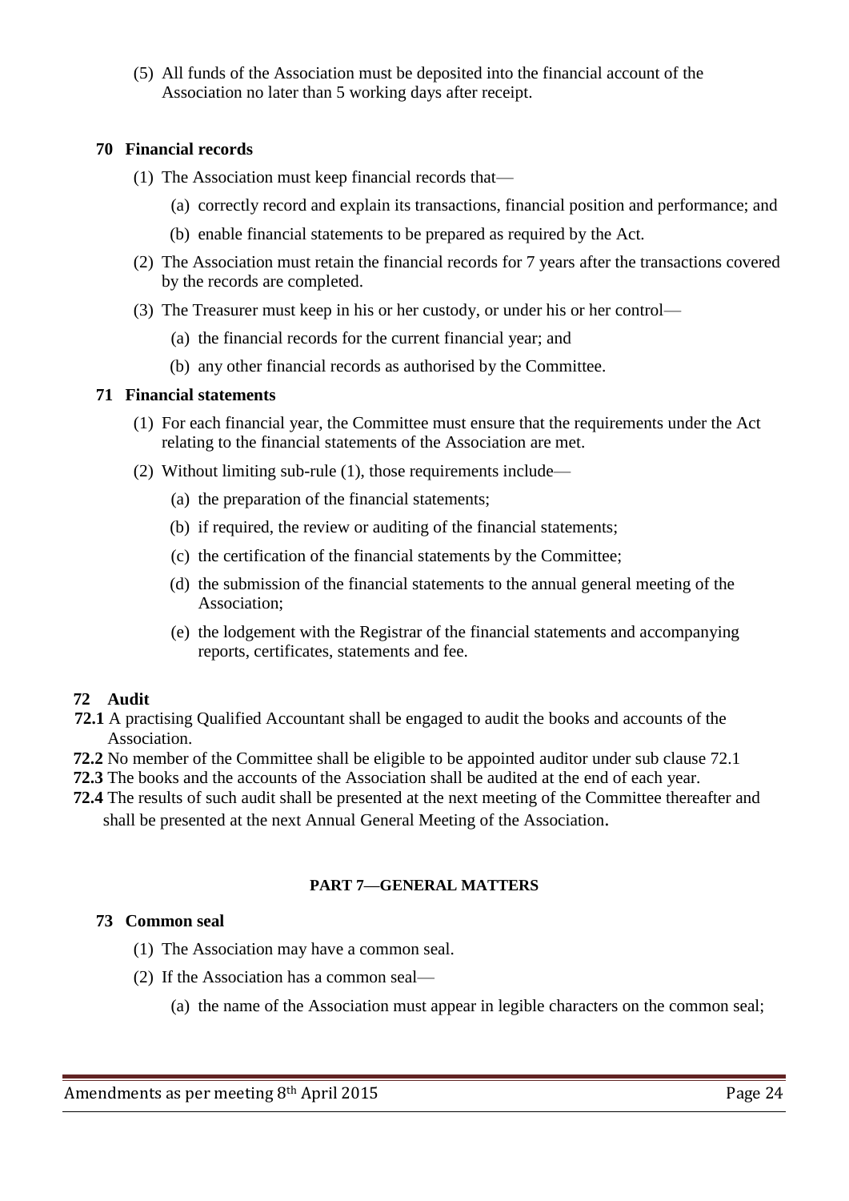(5) All funds of the Association must be deposited into the financial account of the Association no later than 5 working days after receipt.

### 70 Financial records

(1) The Association must keep financial records that—

(a) correctly record and explain its transactions, financial position and performance; and

(b) enable financial statements to be prepared as required by the Act.

(2) The Association must retain the financial records for 7 years after the transactions covered by the records are completed.

(3) The Treasurer must keep in his or her custody, or under his or her control—

(a) the financial records for the current financial year; and

(b) any other financial records as authorised by the Committee.

### 71 Financial statements

(1) For each financial year, the Committee must ensure that the requirements under the Act relating to the financial statements of the Association are met.

(2) Without limiting sub-rule (1), those requirements include—

(a) the preparation of the financial statements;

(b) if required, the review or auditing of the financial statements;

(c) the certification of the financial statements by the Committee;

(d) the submission of the financial statements to the annual general meeting of the Association;

(e) the lodgement with the Registrar of the financial statements and accompanying reports, certificates, statements and fee.

### 72 Audit

**72.1** A practising Qualified Accountant shall be engaged to audit the books and accounts of the Association.

**72.2** No member of the Committee shall be eligible to be appointed auditor under sub clause 72.1

**72.3** The books and the accounts of the Association shall be audited at the end of each year.

**72.4** The results of such audit shall be presented at the next meeting of the Committee thereafter and shall be presented at the next Annual General Meeting of the Association.

## PART 7—GENERAL MATTERS

### 73 Common seal

(1) The Association may have a common seal.

(2) If the Association has a common seal—

(a) the name of the Association must appear in legible characters on the common seal;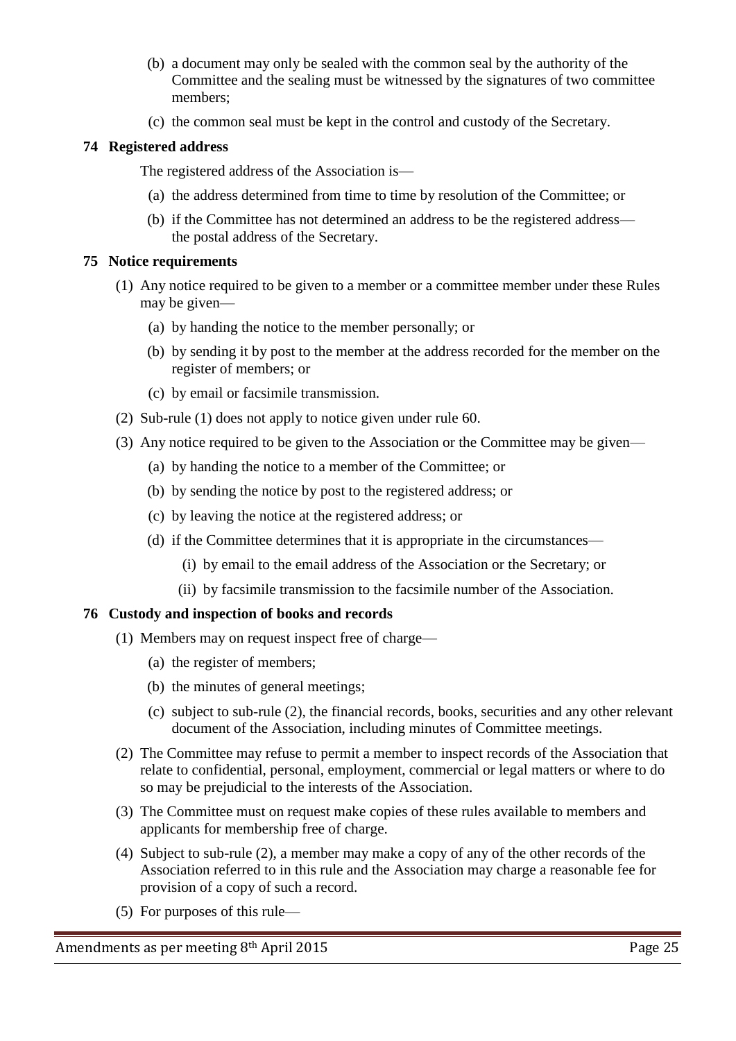(b) a document may only be sealed with the common seal by the authority of the Committee and the sealing must be witnessed by the signatures of two committee members;

(c) the common seal must be kept in the control and custody of the Secretary.

### 74 Registered address

The registered address of the Association is—

(a) the address determined from time to time by resolution of the Committee; or

(b) if the Committee has not determined an address to be the registered address—the postal address of the Secretary.

### 75 Notice requirements

(1) Any notice required to be given to a member or a committee member under these Rules may be given—

(a) by handing the notice to the member personally; or

(b) by sending it by post to the member at the address recorded for the member on the register of members; or

(c) by email or facsimile transmission.

(2) Sub-rule (1) does not apply to notice given under rule 60.

(3) Any notice required to be given to the Association or the Committee may be given—

(a) by handing the notice to a member of the Committee; or

(b) by sending the notice by post to the registered address; or

(c) by leaving the notice at the registered address; or

(d) if the Committee determines that it is appropriate in the circumstances—

(i) by email to the email address of the Association or the Secretary; or

(ii) by facsimile transmission to the facsimile number of the Association.

### 76 Custody and inspection of books and records

(1) Members may on request inspect free of charge—

(a) the register of members;

(b) the minutes of general meetings;

(c) subject to sub-rule (2), the financial records, books, securities and any other relevant document of the Association, including minutes of Committee meetings.

(2) The Committee may refuse to permit a member to inspect records of the Association that relate to confidential, personal, employment, commercial or legal matters or where to do so may be prejudicial to the interests of the Association.

(3) The Committee must on request make copies of these rules available to members and applicants for membership free of charge.

(4) Subject to sub-rule (2), a member may make a copy of any of the other records of the Association referred to in this rule and the Association may charge a reasonable fee for provision of a copy of such a record.

(5) For purposes of this rule—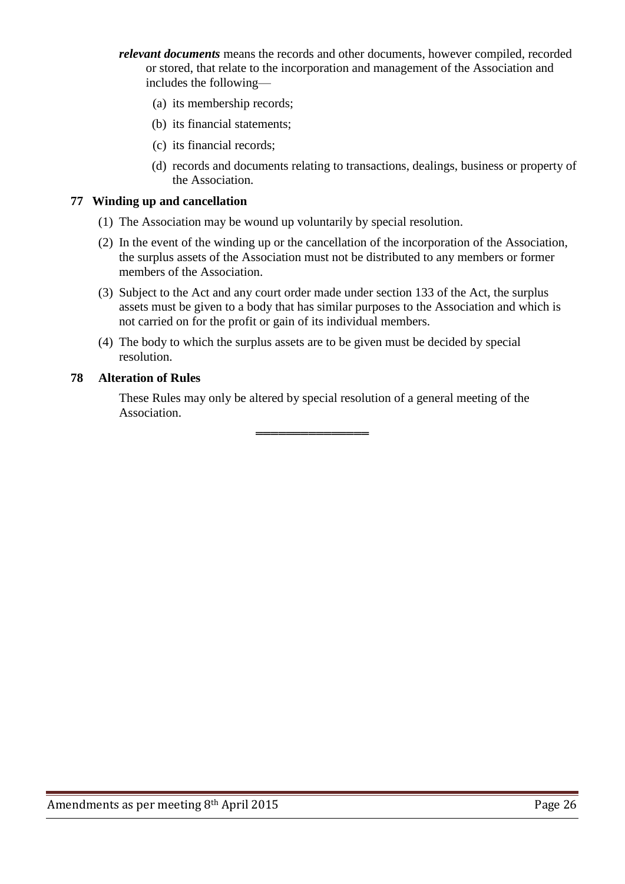***relevant documents*** means the records and other documents, however compiled, recorded or stored, that relate to the incorporation and management of the Association and includes the following—

(a) its membership records;

(b) its financial statements;

(c) its financial records;

(d) records and documents relating to transactions, dealings, business or property of the Association.

### 77 Winding up and cancellation

(1) The Association may be wound up voluntarily by special resolution.

(2) In the event of the winding up or the cancellation of the incorporation of the Association, the surplus assets of the Association must not be distributed to any members or former members of the Association.

(3) Subject to the Act and any court order made under section 133 of the Act, the surplus assets must be given to a body that has similar purposes to the Association and which is not carried on for the profit or gain of its individual members.

(4) The body to which the surplus assets are to be given must be decided by special resolution.

### 78 Alteration of Rules

These Rules may only be altered by special resolution of a general meeting of the Association.

═══════════════